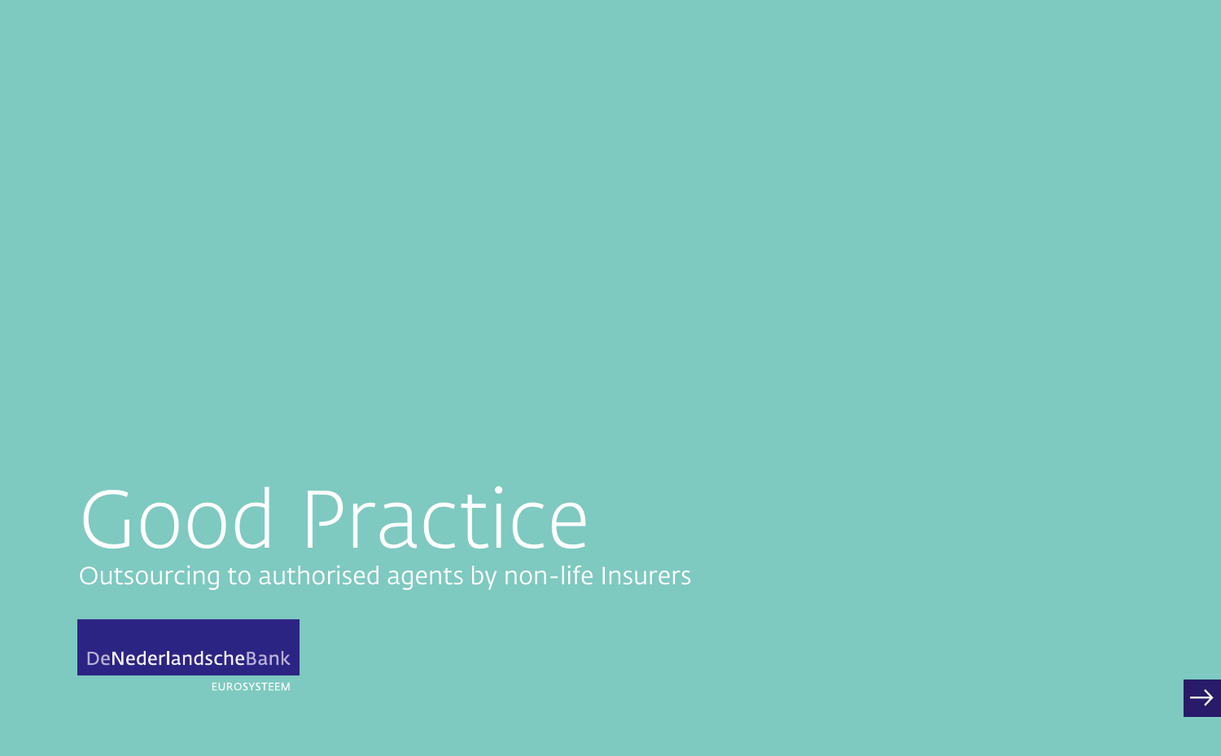# Good Practice

Outsourcing to authorised agents by non-life Insurers

DeNederlandscheBank

EUROSYSTEEM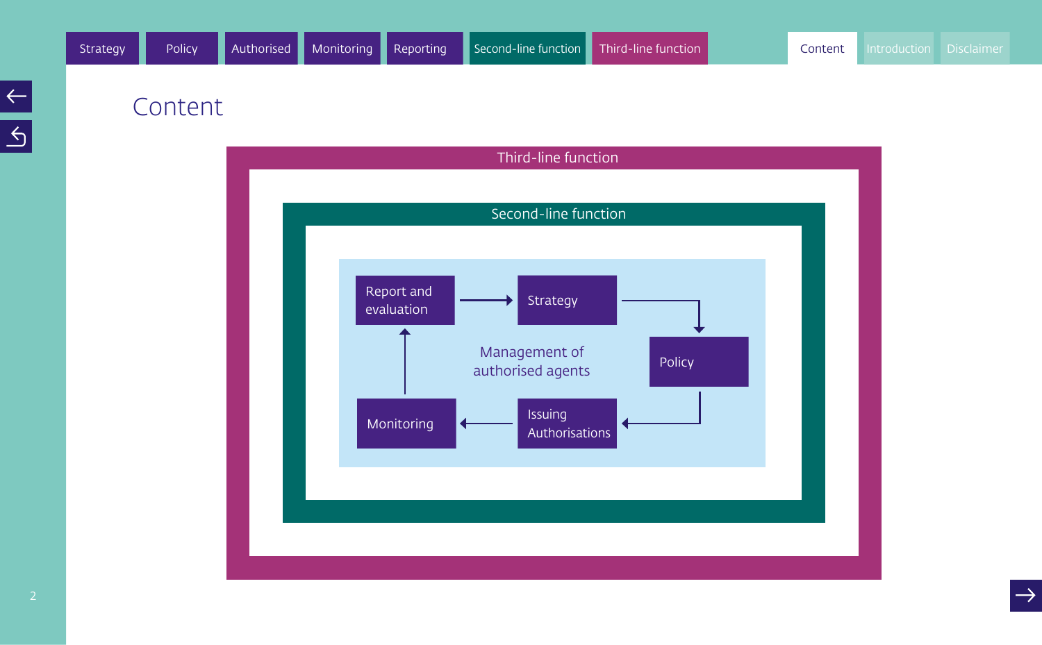# Content

Third-line function

Second-line function

Management of authorised agents

- Report and evaluation
- Strategy
- Policy
- Issuing Authorisations
- Monitoring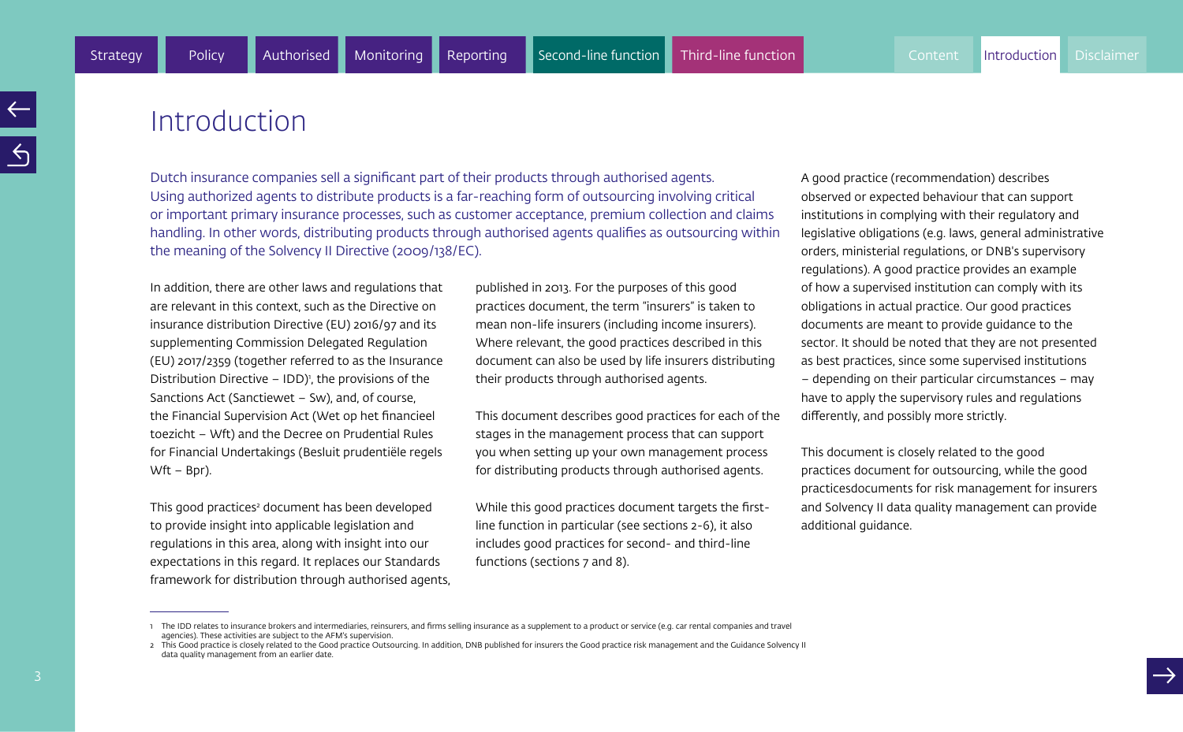# Introduction

Dutch insurance companies sell a significant part of their products through authorised agents. Using authorized agents to distribute products is a far-reaching form of outsourcing involving critical or important primary insurance processes, such as customer acceptance, premium collection and claims handling. In other words, distributing products through authorised agents qualifies as outsourcing within the meaning of the Solvency II Directive (2009/138/EC).

In addition, there are other laws and regulations that are relevant in this context, such as the Directive on insurance distribution Directive (EU) 2016/97 and its supplementing Commission Delegated Regulation (EU) 2017/2359 (together referred to as the Insurance Distribution Directive – IDD)[1], the provisions of the Sanctions Act (Sanctiewet – Sw), and, of course, the Financial Supervision Act (Wet op het financieel toezicht – Wft) and the Decree on Prudential Rules for Financial Undertakings (Besluit prudentiële regels Wft – Bpr).

This good practices[2] document has been developed to provide insight into applicable legislation and regulations in this area, along with insight into our expectations in this regard. It replaces our Standards framework for distribution through authorised agents, published in 2013. For the purposes of this good practices document, the term "insurers" is taken to mean non-life insurers (including income insurers). Where relevant, the good practices described in this document can also be used by life insurers distributing their products through authorised agents.

This document describes good practices for each of the stages in the management process that can support you when setting up your own management process for distributing products through authorised agents.

While this good practices document targets the first-line function in particular (see sections 2-6), it also includes good practices for second- and third-line functions (sections 7 and 8).

A good practice (recommendation) describes observed or expected behaviour that can support institutions in complying with their regulatory and legislative obligations (e.g. laws, general administrative orders, ministerial regulations, or DNB's supervisory regulations). A good practice provides an example of how a supervised institution can comply with its obligations in actual practice. Our good practices documents are meant to provide guidance to the sector. It should be noted that they are not presented as best practices, since some supervised institutions – depending on their particular circumstances – may have to apply the supervisory rules and regulations differently, and possibly more strictly.

This document is closely related to the good practices document for outsourcing, while the good practicesdocuments for risk management for insurers and Solvency II data quality management can provide additional guidance.

---

1 The IDD relates to insurance brokers and intermediaries, reinsurers, and firms selling insurance as a supplement to a product or service (e.g. car rental companies and travel agencies). These activities are subject to the AFM's supervision.

2 This Good practice is closely related to the Good practice Outsourcing. In addition, DNB published for insurers the Good practice risk management and the Guidance Solvency II data quality management from an earlier date.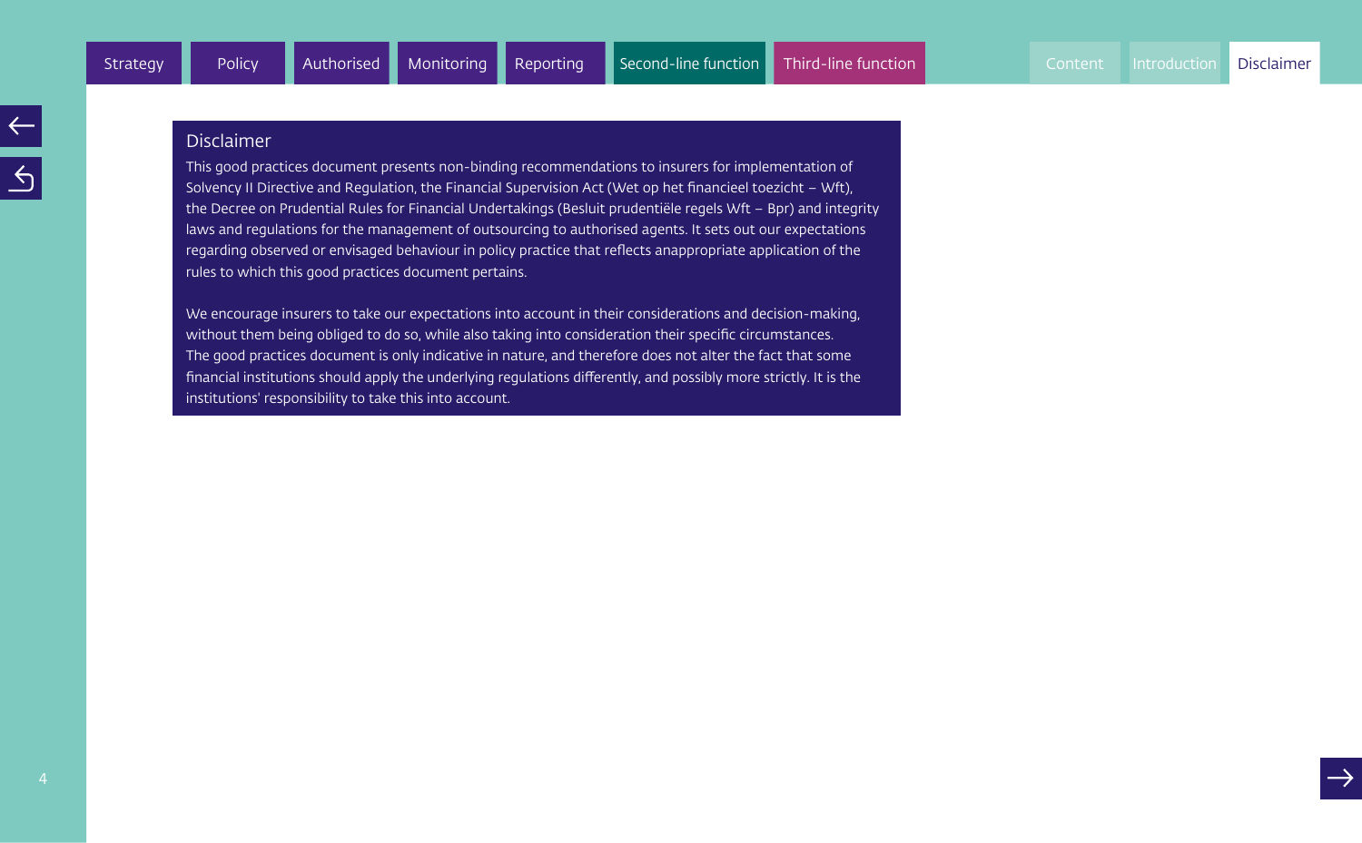## Disclaimer

This good practices document presents non-binding recommendations to insurers for implementation of Solvency II Directive and Regulation, the Financial Supervision Act (Wet op het financieel toezicht – Wft), the Decree on Prudential Rules for Financial Undertakings (Besluit prudentiële regels Wft – Bpr) and integrity laws and regulations for the management of outsourcing to authorised agents. It sets out our expectations regarding observed or envisaged behaviour in policy practice that reflects anappropriate application of the rules to which this good practices document pertains.

We encourage insurers to take our expectations into account in their considerations and decision-making, without them being obliged to do so, while also taking into consideration their specific circumstances. The good practices document is only indicative in nature, and therefore does not alter the fact that some financial institutions should apply the underlying regulations differently, and possibly more strictly. It is the institutions' responsibility to take this into account.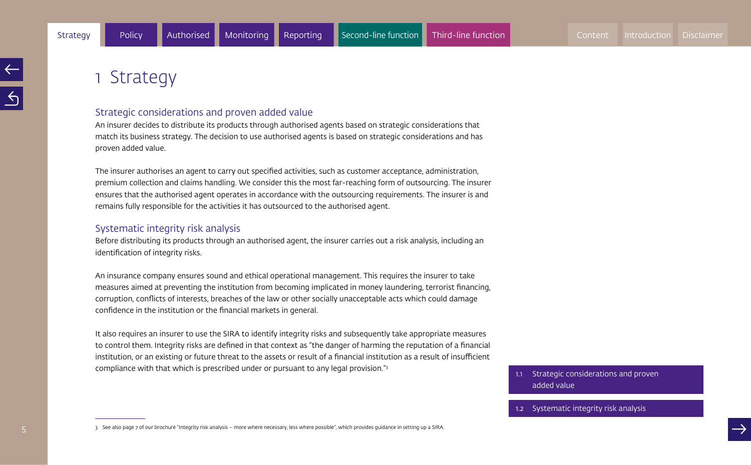# 1 Strategy

## Strategic considerations and proven added value

An insurer decides to distribute its products through authorised agents based on strategic considerations that match its business strategy. The decision to use authorised agents is based on strategic considerations and has proven added value.

The insurer authorises an agent to carry out specified activities, such as customer acceptance, administration, premium collection and claims handling. We consider this the most far-reaching form of outsourcing. The insurer ensures that the authorised agent operates in accordance with the outsourcing requirements. The insurer is and remains fully responsible for the activities it has outsourced to the authorised agent.

## Systematic integrity risk analysis

Before distributing its products through an authorised agent, the insurer carries out a risk analysis, including an identification of integrity risks.

An insurance company ensures sound and ethical operational management. This requires the insurer to take measures aimed at preventing the institution from becoming implicated in money laundering, terrorist financing, corruption, conflicts of interests, breaches of the law or other socially unacceptable acts which could damage confidence in the institution or the financial markets in general.

It also requires an insurer to use the SIRA to identify integrity risks and subsequently take appropriate measures to control them. Integrity risks are defined in that context as "the danger of harming the reputation of a financial institution, or an existing or future threat to the assets or result of a financial institution as a result of insufficient compliance with that which is prescribed under or pursuant to any legal provision."[3]

1.1 Strategic considerations and proven added value

1.2 Systematic integrity risk analysis

---

3 See also page 7 of our brochure "Integrity risk analysis – more where necessary, less where possible", which provides guidance in setting up a SIRA.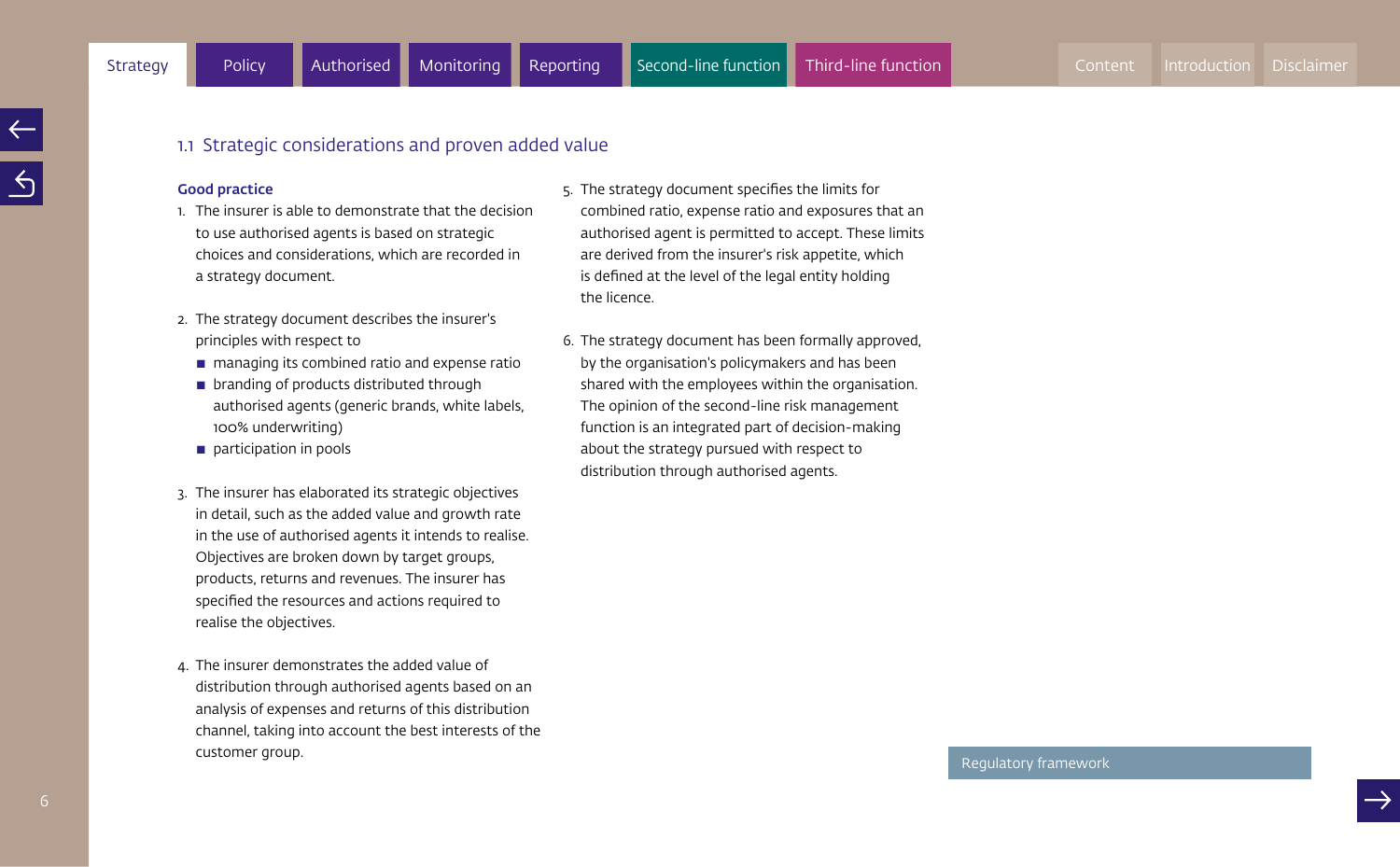## 1.1 Strategic considerations and proven added value

**Good practice**

1. The insurer is able to demonstrate that the decision to use authorised agents is based on strategic choices and considerations, which are recorded in a strategy document.

2. The strategy document describes the insurer's principles with respect to
   - managing its combined ratio and expense ratio
   - branding of products distributed through authorised agents (generic brands, white labels, 100% underwriting)
   - participation in pools

3. The insurer has elaborated its strategic objectives in detail, such as the added value and growth rate in the use of authorised agents it intends to realise. Objectives are broken down by target groups, products, returns and revenues. The insurer has specified the resources and actions required to realise the objectives.

4. The insurer demonstrates the added value of distribution through authorised agents based on an analysis of expenses and returns of this distribution channel, taking into account the best interests of the customer group.

5. The strategy document specifies the limits for combined ratio, expense ratio and exposures that an authorised agent is permitted to accept. These limits are derived from the insurer's risk appetite, which is defined at the level of the legal entity holding the licence.

6. The strategy document has been formally approved, by the organisation's policymakers and has been shared with the employees within the organisation. The opinion of the second-line risk management function is an integrated part of decision-making about the strategy pursued with respect to distribution through authorised agents.

Regulatory framework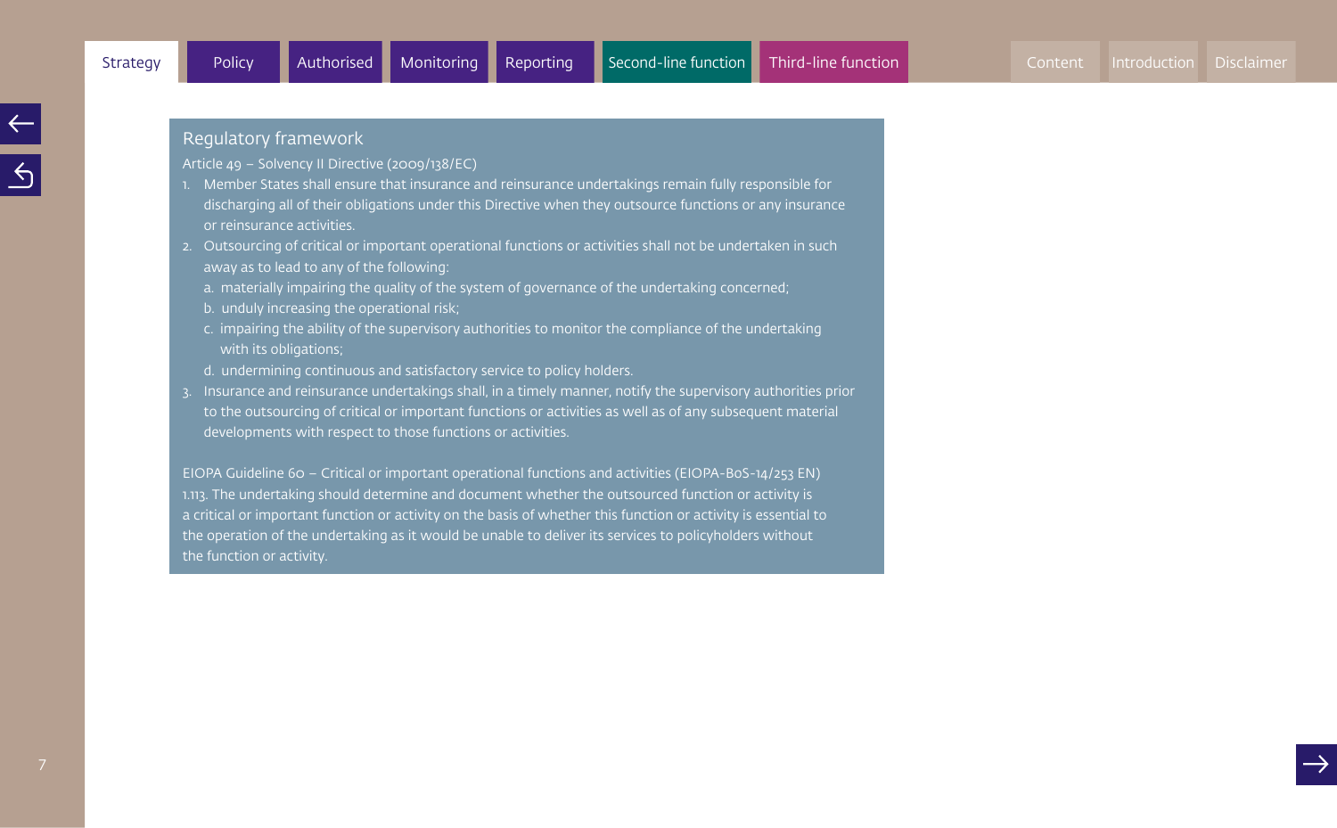## Regulatory framework

Article 49 – Solvency II Directive (2009/138/EC)

1. Member States shall ensure that insurance and reinsurance undertakings remain fully responsible for discharging all of their obligations under this Directive when they outsource functions or any insurance or reinsurance activities.
2. Outsourcing of critical or important operational functions or activities shall not be undertaken in such away as to lead to any of the following:
   a. materially impairing the quality of the system of governance of the undertaking concerned;
   b. unduly increasing the operational risk;
   c. impairing the ability of the supervisory authorities to monitor the compliance of the undertaking with its obligations;
   d. undermining continuous and satisfactory service to policy holders.
3. Insurance and reinsurance undertakings shall, in a timely manner, notify the supervisory authorities prior to the outsourcing of critical or important functions or activities as well as of any subsequent material developments with respect to those functions or activities.

EIOPA Guideline 60 – Critical or important operational functions and activities (EIOPA-BoS-14/253 EN)

1.113. The undertaking should determine and document whether the outsourced function or activity is a critical or important function or activity on the basis of whether this function or activity is essential to the operation of the undertaking as it would be unable to deliver its services to policyholders without the function or activity.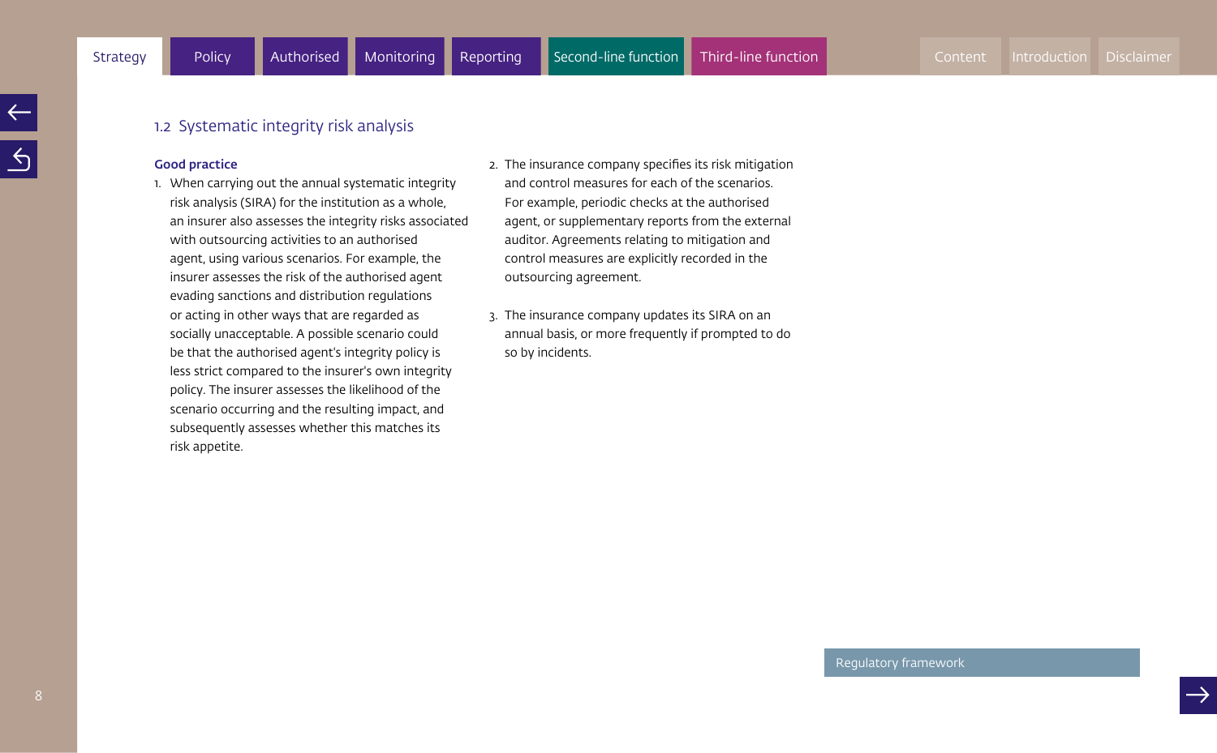## 1.2 Systematic integrity risk analysis

**Good practice**

1. When carrying out the annual systematic integrity risk analysis (SIRA) for the institution as a whole, an insurer also assesses the integrity risks associated with outsourcing activities to an authorised agent, using various scenarios. For example, the insurer assesses the risk of the authorised agent evading sanctions and distribution regulations or acting in other ways that are regarded as socially unacceptable. A possible scenario could be that the authorised agent's integrity policy is less strict compared to the insurer's own integrity policy. The insurer assesses the likelihood of the scenario occurring and the resulting impact, and subsequently assesses whether this matches its risk appetite.
2. The insurance company specifies its risk mitigation and control measures for each of the scenarios. For example, periodic checks at the authorised agent, or supplementary reports from the external auditor. Agreements relating to mitigation and control measures are explicitly recorded in the outsourcing agreement.
3. The insurance company updates its SIRA on an annual basis, or more frequently if prompted to do so by incidents.

Regulatory framework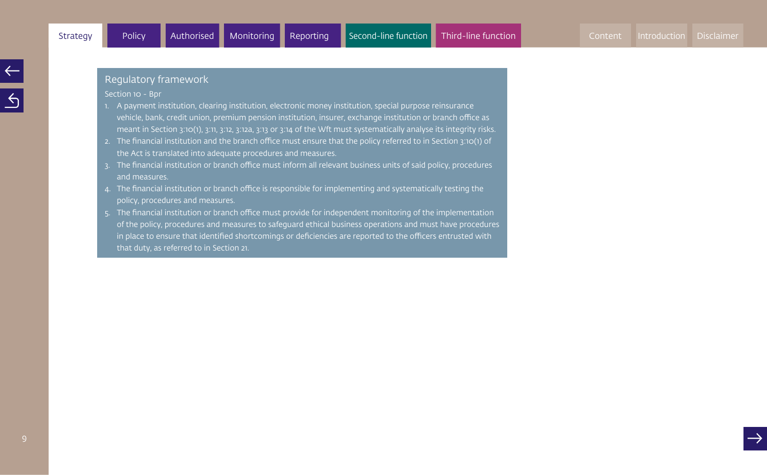## Regulatory framework

Section 10 - Bpr

1. A payment institution, clearing institution, electronic money institution, special purpose reinsurance vehicle, bank, credit union, premium pension institution, insurer, exchange institution or branch office as meant in Section 3:10(1), 3:11, 3:12, 3:12a, 3:13 or 3:14 of the Wft must systematically analyse its integrity risks.
2. The financial institution and the branch office must ensure that the policy referred to in Section 3:10(1) of the Act is translated into adequate procedures and measures.
3. The financial institution or branch office must inform all relevant business units of said policy, procedures and measures.
4. The financial institution or branch office is responsible for implementing and systematically testing the policy, procedures and measures.
5. The financial institution or branch office must provide for independent monitoring of the implementation of the policy, procedures and measures to safeguard ethical business operations and must have procedures in place to ensure that identified shortcomings or deficiencies are reported to the officers entrusted with that duty, as referred to in Section 21.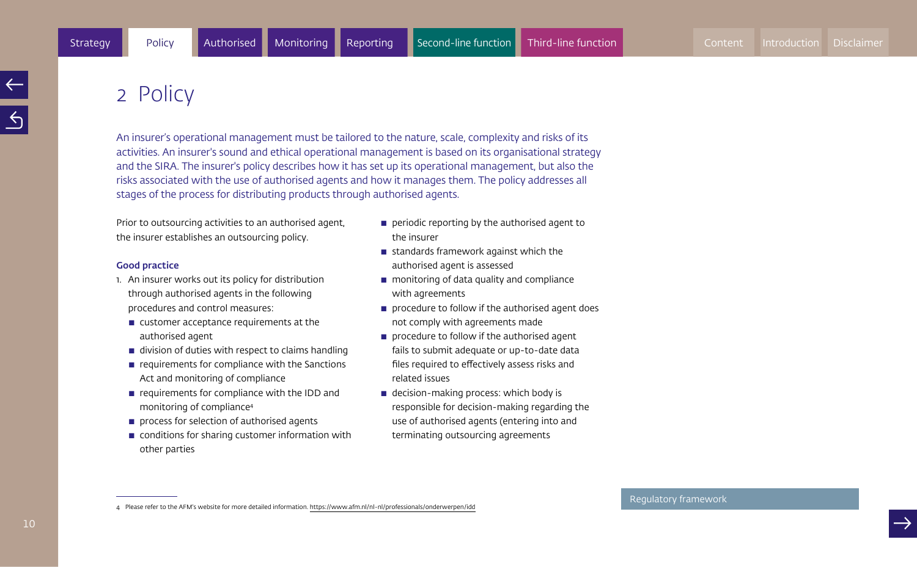# 2 Policy

An insurer's operational management must be tailored to the nature, scale, complexity and risks of its activities. An insurer's sound and ethical operational management is based on its organisational strategy and the SIRA. The insurer's policy describes how it has set up its operational management, but also the risks associated with the use of authorised agents and how it manages them. The policy addresses all stages of the process for distributing products through authorised agents.

Prior to outsourcing activities to an authorised agent, the insurer establishes an outsourcing policy.

**Good practice**

1. An insurer works out its policy for distribution through authorised agents in the following procedures and control measures:
   - customer acceptance requirements at the authorised agent
   - division of duties with respect to claims handling
   - requirements for compliance with the Sanctions Act and monitoring of compliance
   - requirements for compliance with the IDD and monitoring of compliance[4]
   - process for selection of authorised agents
   - conditions for sharing customer information with other parties
   - periodic reporting by the authorised agent to the insurer
   - standards framework against which the authorised agent is assessed
   - monitoring of data quality and compliance with agreements
   - procedure to follow if the authorised agent does not comply with agreements made
   - procedure to follow if the authorised agent fails to submit adequate or up-to-date data files required to effectively assess risks and related issues
   - decision-making process: which body is responsible for decision-making regarding the use of authorised agents (entering into and terminating outsourcing agreements)

Regulatory framework

---

4 Please refer to the AFM's website for more detailed information. https://www.afm.nl/nl-nl/professionals/onderwerpen/idd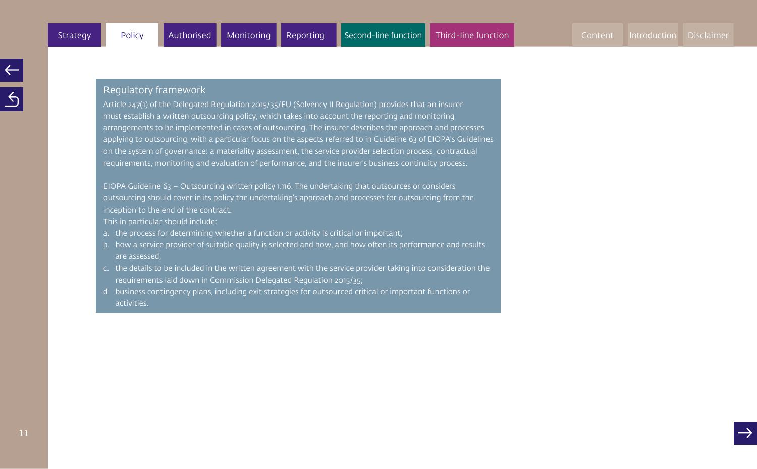## Regulatory framework

Article 247(1) of the Delegated Regulation 2015/35/EU (Solvency II Regulation) provides that an insurer must establish a written outsourcing policy, which takes into account the reporting and monitoring arrangements to be implemented in cases of outsourcing. The insurer describes the approach and processes applying to outsourcing, with a particular focus on the aspects referred to in Guideline 63 of EIOPA's Guidelines on the system of governance: a materiality assessment, the service provider selection process, contractual requirements, monitoring and evaluation of performance, and the insurer's business continuity process.

EIOPA Guideline 63 – Outsourcing written policy 1.116. The undertaking that outsources or considers outsourcing should cover in its policy the undertaking's approach and processes for outsourcing from the inception to the end of the contract.
This in particular should include:

a. the process for determining whether a function or activity is critical or important;
b. how a service provider of suitable quality is selected and how, and how often its performance and results are assessed;
c. the details to be included in the written agreement with the service provider taking into consideration the requirements laid down in Commission Delegated Regulation 2015/35;
d. business contingency plans, including exit strategies for outsourced critical or important functions or activities.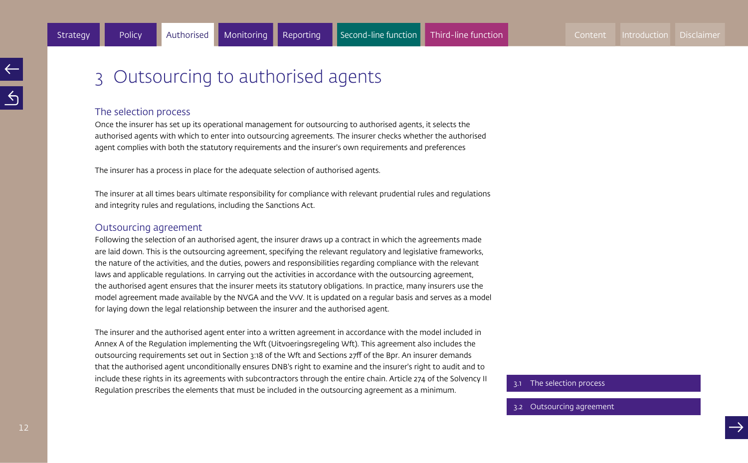# 3 Outsourcing to authorised agents

## The selection process

Once the insurer has set up its operational management for outsourcing to authorised agents, it selects the authorised agents with which to enter into outsourcing agreements. The insurer checks whether the authorised agent complies with both the statutory requirements and the insurer's own requirements and preferences

The insurer has a process in place for the adequate selection of authorised agents.

The insurer at all times bears ultimate responsibility for compliance with relevant prudential rules and regulations and integrity rules and regulations, including the Sanctions Act.

## Outsourcing agreement

Following the selection of an authorised agent, the insurer draws up a contract in which the agreements made are laid down. This is the outsourcing agreement, specifying the relevant regulatory and legislative frameworks, the nature of the activities, and the duties, powers and responsibilities regarding compliance with the relevant laws and applicable regulations. In carrying out the activities in accordance with the outsourcing agreement, the authorised agent ensures that the insurer meets its statutory obligations. In practice, many insurers use the model agreement made available by the NVGA and the VvV. It is updated on a regular basis and serves as a model for laying down the legal relationship between the insurer and the authorised agent.

The insurer and the authorised agent enter into a written agreement in accordance with the model included in Annex A of the Regulation implementing the Wft (Uitvoeringsregeling Wft). This agreement also includes the outsourcing requirements set out in Section 3:18 of the Wft and Sections 27ff of the Bpr. An insurer demands that the authorised agent unconditionally ensures DNB's right to examine and the insurer's right to audit and to include these rights in its agreements with subcontractors through the entire chain. Article 274 of the Solvency II Regulation prescribes the elements that must be included in the outsourcing agreement as a minimum.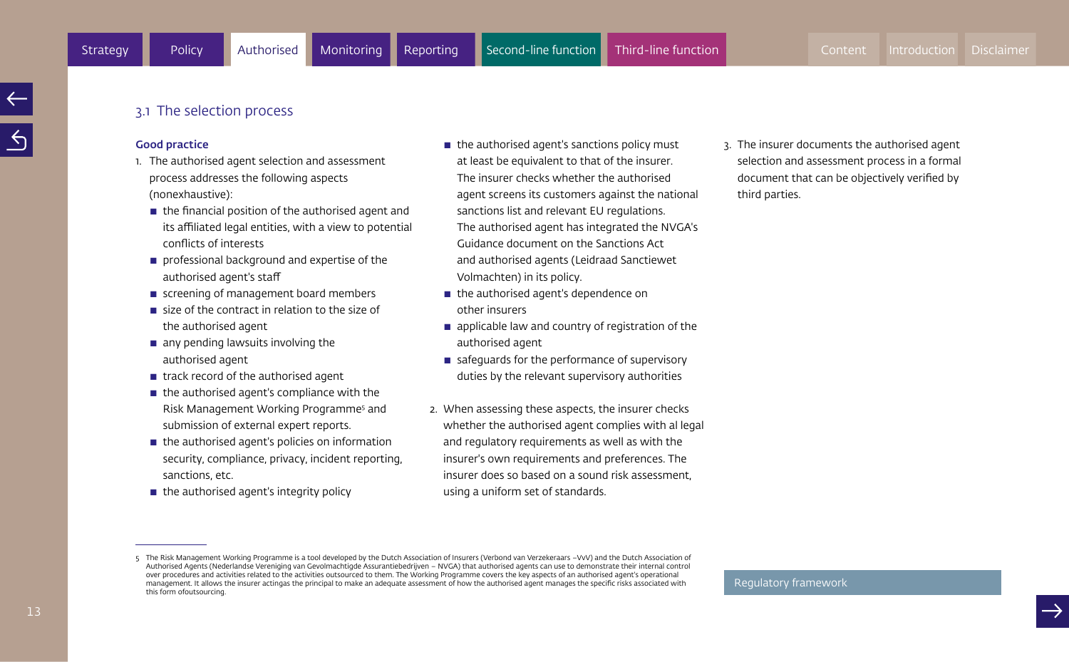## 3.1 The selection process

**Good practice**

1. The authorised agent selection and assessment process addresses the following aspects (nonexhaustive):
   - the financial position of the authorised agent and its affiliated legal entities, with a view to potential conflicts of interests
   - professional background and expertise of the authorised agent's staff
   - screening of management board members
   - size of the contract in relation to the size of the authorised agent
   - any pending lawsuits involving the authorised agent
   - track record of the authorised agent
   - the authorised agent's compliance with the Risk Management Working Programme[5] and submission of external expert reports.
   - the authorised agent's policies on information security, compliance, privacy, incident reporting, sanctions, etc.
   - the authorised agent's integrity policy
   - the authorised agent's sanctions policy must at least be equivalent to that of the insurer. The insurer checks whether the authorised agent screens its customers against the national sanctions list and relevant EU regulations. The authorised agent has integrated the NVGA's Guidance document on the Sanctions Act and authorised agents (Leidraad Sanctiewet Volmachten) in its policy.
   - the authorised agent's dependence on other insurers
   - applicable law and country of registration of the authorised agent
   - safeguards for the performance of supervisory duties by the relevant supervisory authorities

2. When assessing these aspects, the insurer checks whether the authorised agent complies with al legal and regulatory requirements as well as with the insurer's own requirements and preferences. The insurer does so based on a sound risk assessment, using a uniform set of standards.

3. The insurer documents the authorised agent selection and assessment process in a formal document that can be objectively verified by third parties.

---

5 The Risk Management Working Programme is a tool developed by the Dutch Association of Insurers (Verbond van Verzekeraars –VvV) and the Dutch Association of Authorised Agents (Nederlandse Vereniging van Gevolmachtigde Assurantiebedrijven – NVGA) that authorised agents can use to demonstrate their internal control over procedures and activities related to the activities outsourced to them. The Working Programme covers the key aspects of an authorised agent's operational management. It allows the insurer actingas the principal to make an adequate assessment of how the authorised agent manages the specific risks associated with this form ofoutsourcing.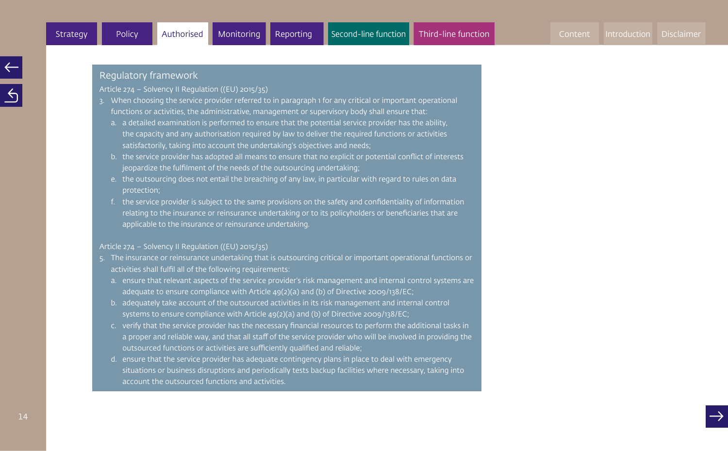## Regulatory framework

Article 274 – Solvency II Regulation ((EU) 2015/35)

3. When choosing the service provider referred to in paragraph 1 for any critical or important operational functions or activities, the administrative, management or supervisory body shall ensure that:
   a. a detailed examination is performed to ensure that the potential service provider has the ability, the capacity and any authorisation required by law to deliver the required functions or activities satisfactorily, taking into account the undertaking's objectives and needs;
   b. the service provider has adopted all means to ensure that no explicit or potential conflict of interests jeopardize the fulfilment of the needs of the outsourcing undertaking;
   e. the outsourcing does not entail the breaching of any law, in particular with regard to rules on data protection;
   f. the service provider is subject to the same provisions on the safety and confidentiality of information relating to the insurance or reinsurance undertaking or to its policyholders or beneficiaries that are applicable to the insurance or reinsurance undertaking.

Article 274 – Solvency II Regulation ((EU) 2015/35)

5. The insurance or reinsurance undertaking that is outsourcing critical or important operational functions or activities shall fulfil all of the following requirements:
   a. ensure that relevant aspects of the service provider's risk management and internal control systems are adequate to ensure compliance with Article 49(2)(a) and (b) of Directive 2009/138/EC;
   b. adequately take account of the outsourced activities in its risk management and internal control systems to ensure compliance with Article 49(2)(a) and (b) of Directive 2009/138/EC;
   c. verify that the service provider has the necessary financial resources to perform the additional tasks in a proper and reliable way, and that all staff of the service provider who will be involved in providing the outsourced functions or activities are sufficiently qualified and reliable;
   d. ensure that the service provider has adequate contingency plans in place to deal with emergency situations or business disruptions and periodically tests backup facilities where necessary, taking into account the outsourced functions and activities.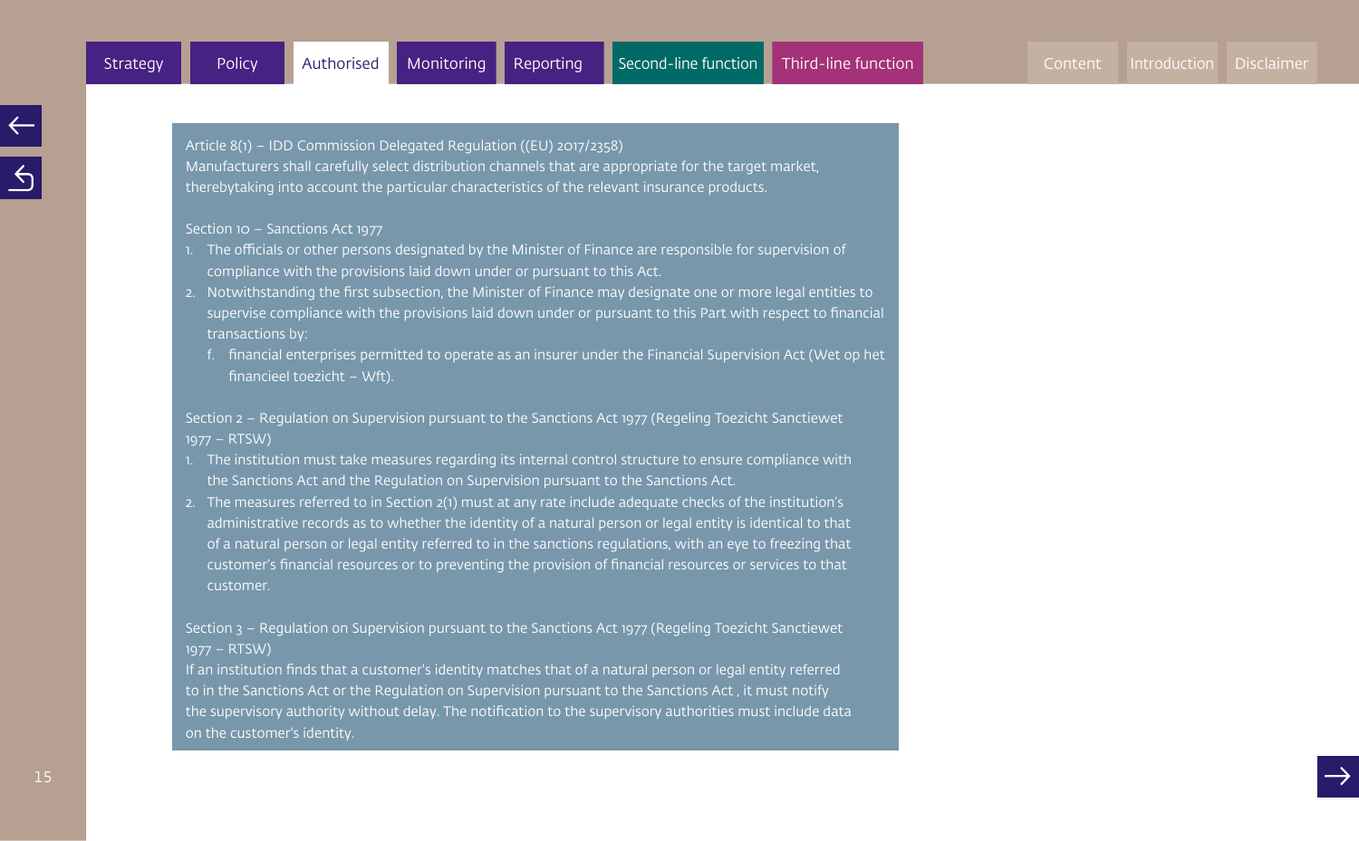Article 8(1) – IDD Commission Delegated Regulation ((EU) 2017/2358)
Manufacturers shall carefully select distribution channels that are appropriate for the target market, therebytaking into account the particular characteristics of the relevant insurance products.

Section 10 – Sanctions Act 1977

1. The officials or other persons designated by the Minister of Finance are responsible for supervision of compliance with the provisions laid down under or pursuant to this Act.
2. Notwithstanding the first subsection, the Minister of Finance may designate one or more legal entities to supervise compliance with the provisions laid down under or pursuant to this Part with respect to financial transactions by:
   f. financial enterprises permitted to operate as an insurer under the Financial Supervision Act (Wet op het financieel toezicht – Wft).

Section 2 – Regulation on Supervision pursuant to the Sanctions Act 1977 (Regeling Toezicht Sanctiewet 1977 – RTSW)

1. The institution must take measures regarding its internal control structure to ensure compliance with the Sanctions Act and the Regulation on Supervision pursuant to the Sanctions Act.
2. The measures referred to in Section 2(1) must at any rate include adequate checks of the institution's administrative records as to whether the identity of a natural person or legal entity is identical to that of a natural person or legal entity referred to in the sanctions regulations, with an eye to freezing that customer's financial resources or to preventing the provision of financial resources or services to that customer.

Section 3 – Regulation on Supervision pursuant to the Sanctions Act 1977 (Regeling Toezicht Sanctiewet 1977 – RTSW)
If an institution finds that a customer's identity matches that of a natural person or legal entity referred to in the Sanctions Act or the Regulation on Supervision pursuant to the Sanctions Act , it must notify the supervisory authority without delay. The notification to the supervisory authorities must include data on the customer's identity.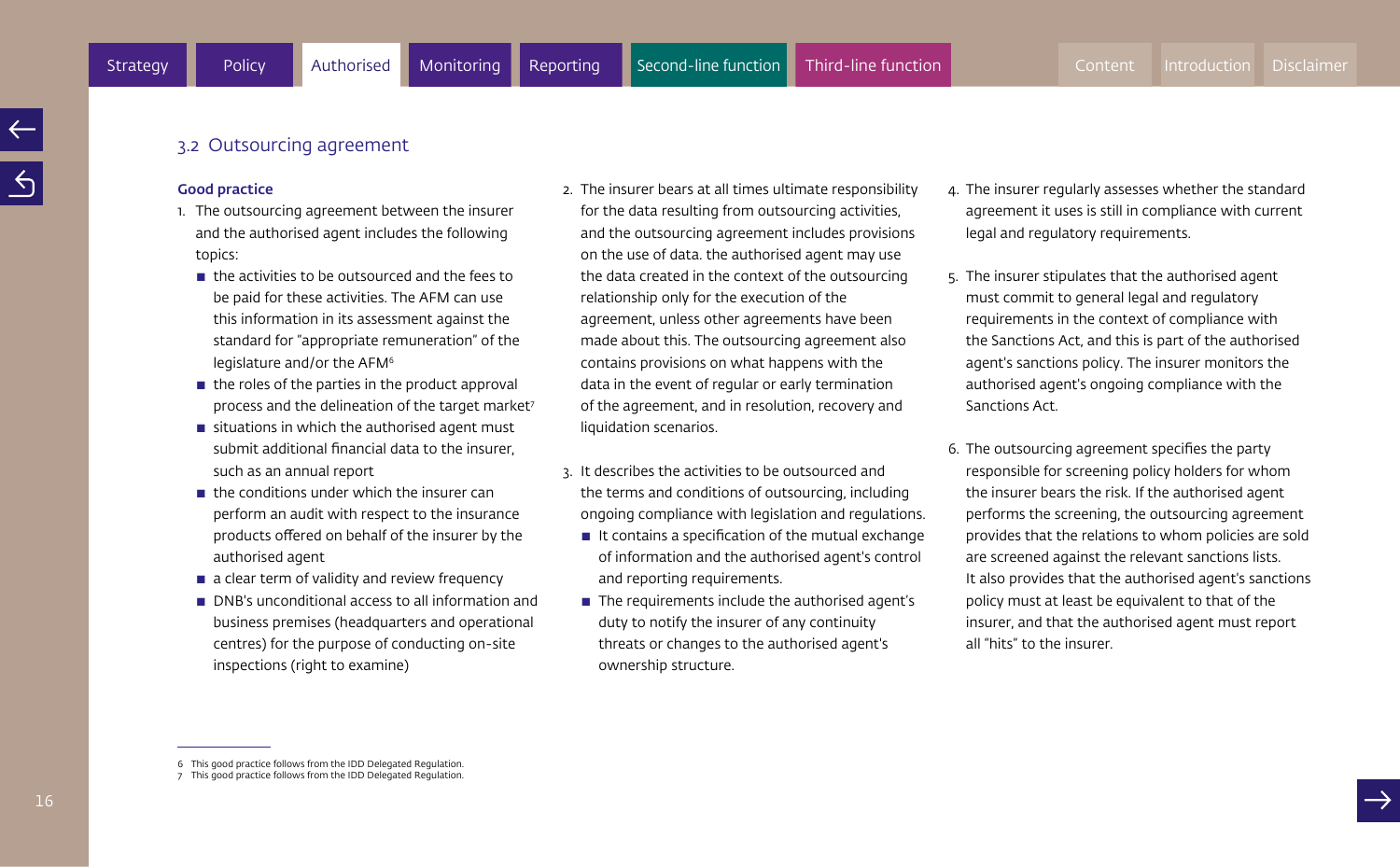## 3.2 Outsourcing agreement

**Good practice**

1. The outsourcing agreement between the insurer and the authorised agent includes the following topics:
   - the activities to be outsourced and the fees to be paid for these activities. The AFM can use this information in its assessment against the standard for "appropriate remuneration" of the legislature and/or the AFM[6]
   - the roles of the parties in the product approval process and the delineation of the target market[7]
   - situations in which the authorised agent must submit additional financial data to the insurer, such as an annual report
   - the conditions under which the insurer can perform an audit with respect to the insurance products offered on behalf of the insurer by the authorised agent
   - a clear term of validity and review frequency
   - DNB's unconditional access to all information and business premises (headquarters and operational centres) for the purpose of conducting on-site inspections (right to examine)
2. The insurer bears at all times ultimate responsibility for the data resulting from outsourcing activities, and the outsourcing agreement includes provisions on the use of data. the authorised agent may use the data created in the context of the outsourcing relationship only for the execution of the agreement, unless other agreements have been made about this. The outsourcing agreement also contains provisions on what happens with the data in the event of regular or early termination of the agreement, and in resolution, recovery and liquidation scenarios.
3. It describes the activities to be outsourced and the terms and conditions of outsourcing, including ongoing compliance with legislation and regulations.
   - It contains a specification of the mutual exchange of information and the authorised agent's control and reporting requirements.
   - The requirements include the authorised agent's duty to notify the insurer of any continuity threats or changes to the authorised agent's ownership structure.
4. The insurer regularly assesses whether the standard agreement it uses is still in compliance with current legal and regulatory requirements.
5. The insurer stipulates that the authorised agent must commit to general legal and regulatory requirements in the context of compliance with the Sanctions Act, and this is part of the authorised agent's sanctions policy. The insurer monitors the authorised agent's ongoing compliance with the Sanctions Act.
6. The outsourcing agreement specifies the party responsible for screening policy holders for whom the insurer bears the risk. If the authorised agent performs the screening, the outsourcing agreement provides that the relations to whom policies are sold are screened against the relevant sanctions lists. It also provides that the authorised agent's sanctions policy must at least be equivalent to that of the insurer, and that the authorised agent must report all "hits" to the insurer.

---

6 This good practice follows from the IDD Delegated Regulation.
7 This good practice follows from the IDD Delegated Regulation.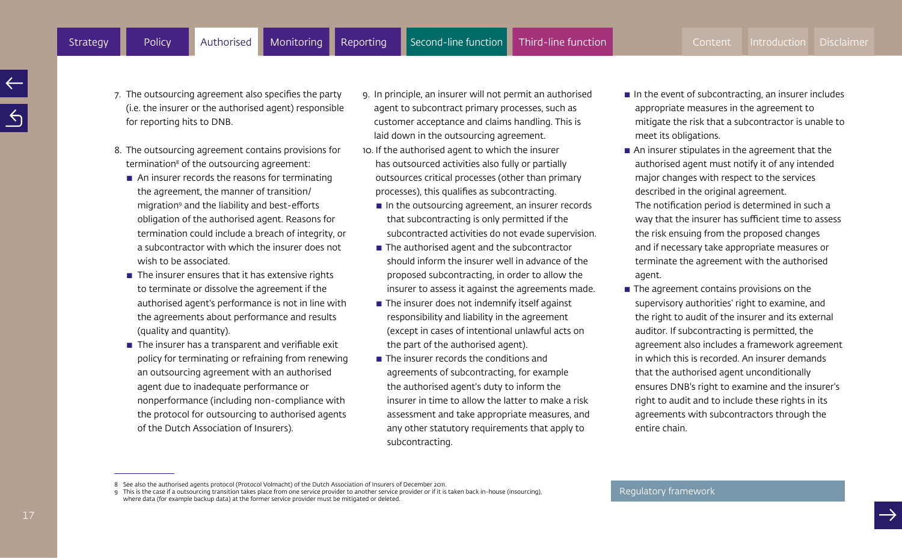7. The outsourcing agreement also specifies the party (i.e. the insurer or the authorised agent) responsible for reporting hits to DNB.

8. The outsourcing agreement contains provisions for termination[8] of the outsourcing agreement:
   - An insurer records the reasons for terminating the agreement, the manner of transition/ migration[9] and the liability and best-efforts obligation of the authorised agent. Reasons for termination could include a breach of integrity, or a subcontractor with which the insurer does not wish to be associated.
   - The insurer ensures that it has extensive rights to terminate or dissolve the agreement if the authorised agent's performance is not in line with the agreements about performance and results (quality and quantity).
   - The insurer has a transparent and verifiable exit policy for terminating or refraining from renewing an outsourcing agreement with an authorised agent due to inadequate performance or nonperformance (including non-compliance with the protocol for outsourcing to authorised agents of the Dutch Association of Insurers).

9. In principle, an insurer will not permit an authorised agent to subcontract primary processes, such as customer acceptance and claims handling. This is laid down in the outsourcing agreement.

10. If the authorised agent to which the insurer has outsourced activities also fully or partially outsources critical processes (other than primary processes), this qualifies as subcontracting.
    - In the outsourcing agreement, an insurer records that subcontracting is only permitted if the subcontracted activities do not evade supervision.
    - The authorised agent and the subcontractor should inform the insurer well in advance of the proposed subcontracting, in order to allow the insurer to assess it against the agreements made.
    - The insurer does not indemnify itself against responsibility and liability in the agreement (except in cases of intentional unlawful acts on the part of the authorised agent).
    - The insurer records the conditions and agreements of subcontracting, for example the authorised agent's duty to inform the insurer in time to allow the latter to make a risk assessment and take appropriate measures, and any other statutory requirements that apply to subcontracting.
    - In the event of subcontracting, an insurer includes appropriate measures in the agreement to mitigate the risk that a subcontractor is unable to meet its obligations.
    - An insurer stipulates in the agreement that the authorised agent must notify it of any intended major changes with respect to the services described in the original agreement. The notification period is determined in such a way that the insurer has sufficient time to assess the risk ensuing from the proposed changes and if necessary take appropriate measures or terminate the agreement with the authorised agent.
    - The agreement contains provisions on the supervisory authorities' right to examine, and the right to audit of the insurer and its external auditor. If subcontracting is permitted, the agreement also includes a framework agreement in which this is recorded. An insurer demands that the authorised agent unconditionally ensures DNB's right to examine and the insurer's right to audit and to include these rights in its agreements with subcontractors through the entire chain.

---

8 See also the authorised agents protocol (Protocol Volmacht) of the Dutch Association of Insurers of December 2011.

9 This is the case if a outsourcing transition takes place from one service provider to another service provider or if it is taken back in-house (insourcing), where data (for example backup data) at the former service provider must be mitigated or deleted.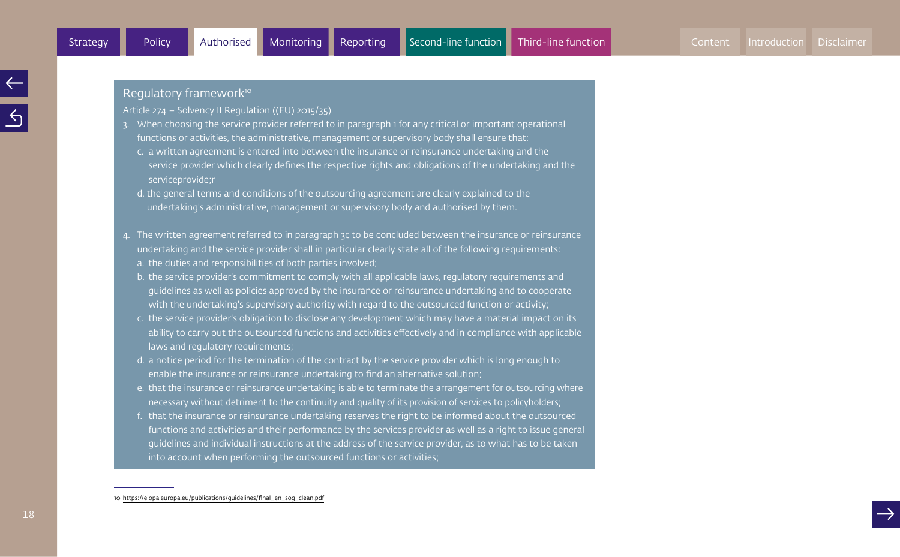## Regulatory framework[10]

Article 274 – Solvency II Regulation ((EU) 2015/35)

3. When choosing the service provider referred to in paragraph 1 for any critical or important operational functions or activities, the administrative, management or supervisory body shall ensure that:
   c. a written agreement is entered into between the insurance or reinsurance undertaking and the service provider which clearly defines the respective rights and obligations of the undertaking and the serviceprovide;r
   d. the general terms and conditions of the outsourcing agreement are clearly explained to the undertaking's administrative, management or supervisory body and authorised by them.

4. The written agreement referred to in paragraph 3c to be concluded between the insurance or reinsurance undertaking and the service provider shall in particular clearly state all of the following requirements:
   a. the duties and responsibilities of both parties involved;
   b. the service provider's commitment to comply with all applicable laws, regulatory requirements and guidelines as well as policies approved by the insurance or reinsurance undertaking and to cooperate with the undertaking's supervisory authority with regard to the outsourced function or activity;
   c. the service provider's obligation to disclose any development which may have a material impact on its ability to carry out the outsourced functions and activities effectively and in compliance with applicable laws and regulatory requirements;
   d. a notice period for the termination of the contract by the service provider which is long enough to enable the insurance or reinsurance undertaking to find an alternative solution;
   e. that the insurance or reinsurance undertaking is able to terminate the arrangement for outsourcing where necessary without detriment to the continuity and quality of its provision of services to policyholders;
   f. that the insurance or reinsurance undertaking reserves the right to be informed about the outsourced functions and activities and their performance by the services provider as well as a right to issue general guidelines and individual instructions at the address of the service provider, as to what has to be taken into account when performing the outsourced functions or activities;

---

10 https://eiopa.europa.eu/publications/guidelines/final_en_sog_clean.pdf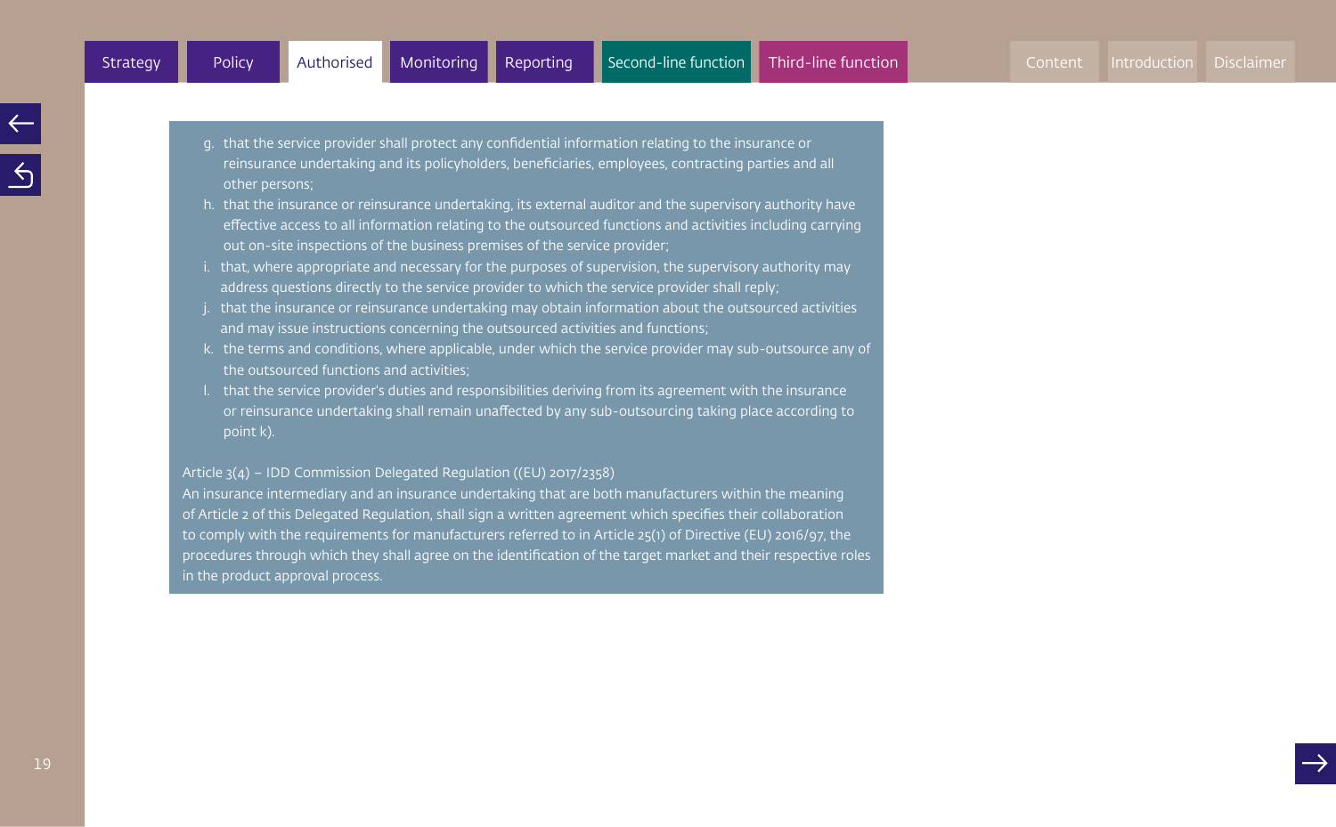g. that the service provider shall protect any confidential information relating to the insurance or reinsurance undertaking and its policyholders, beneficiaries, employees, contracting parties and all other persons;
h. that the insurance or reinsurance undertaking, its external auditor and the supervisory authority have effective access to all information relating to the outsourced functions and activities including carrying out on-site inspections of the business premises of the service provider;
i. that, where appropriate and necessary for the purposes of supervision, the supervisory authority may address questions directly to the service provider to which the service provider shall reply;
j. that the insurance or reinsurance undertaking may obtain information about the outsourced activities and may issue instructions concerning the outsourced activities and functions;
k. the terms and conditions, where applicable, under which the service provider may sub-outsource any of the outsourced functions and activities;
l. that the service provider's duties and responsibilities deriving from its agreement with the insurance or reinsurance undertaking shall remain unaffected by any sub-outsourcing taking place according to point k).

Article 3(4) – IDD Commission Delegated Regulation ((EU) 2017/2358)
An insurance intermediary and an insurance undertaking that are both manufacturers within the meaning of Article 2 of this Delegated Regulation, shall sign a written agreement which specifies their collaboration to comply with the requirements for manufacturers referred to in Article 25(1) of Directive (EU) 2016/97, the procedures through which they shall agree on the identification of the target market and their respective roles in the product approval process.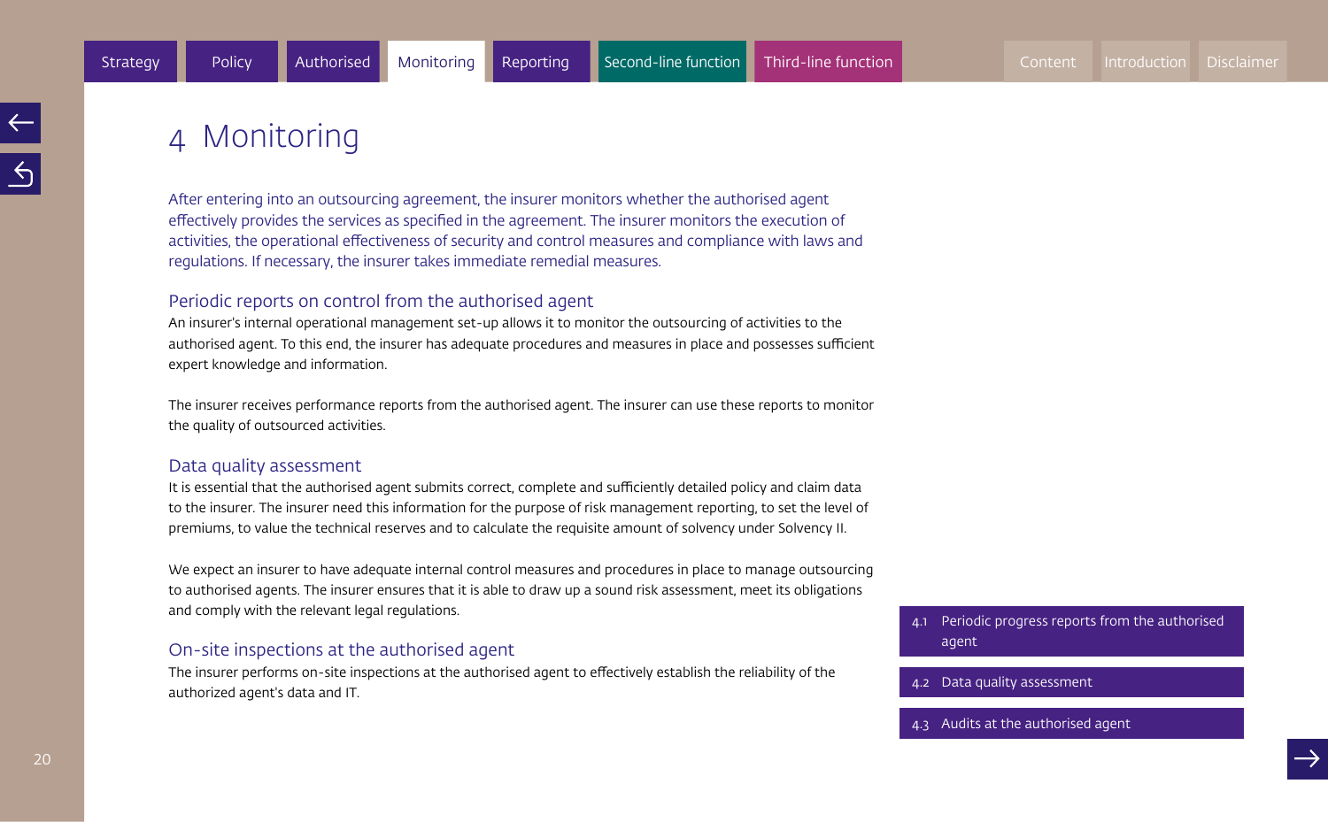# 4 Monitoring

After entering into an outsourcing agreement, the insurer monitors whether the authorised agent effectively provides the services as specified in the agreement. The insurer monitors the execution of activities, the operational effectiveness of security and control measures and compliance with laws and regulations. If necessary, the insurer takes immediate remedial measures.

## Periodic reports on control from the authorised agent

An insurer's internal operational management set-up allows it to monitor the outsourcing of activities to the authorised agent. To this end, the insurer has adequate procedures and measures in place and possesses sufficient expert knowledge and information.

The insurer receives performance reports from the authorised agent. The insurer can use these reports to monitor the quality of outsourced activities.

## Data quality assessment

It is essential that the authorised agent submits correct, complete and sufficiently detailed policy and claim data to the insurer. The insurer need this information for the purpose of risk management reporting, to set the level of premiums, to value the technical reserves and to calculate the requisite amount of solvency under Solvency II.

We expect an insurer to have adequate internal control measures and procedures in place to manage outsourcing to authorised agents. The insurer ensures that it is able to draw up a sound risk assessment, meet its obligations and comply with the relevant legal regulations.

## On-site inspections at the authorised agent

The insurer performs on-site inspections at the authorised agent to effectively establish the reliability of the authorized agent's data and IT.

- 4.1 Periodic progress reports from the authorised agent
- 4.2 Data quality assessment
- 4.3 Audits at the authorised agent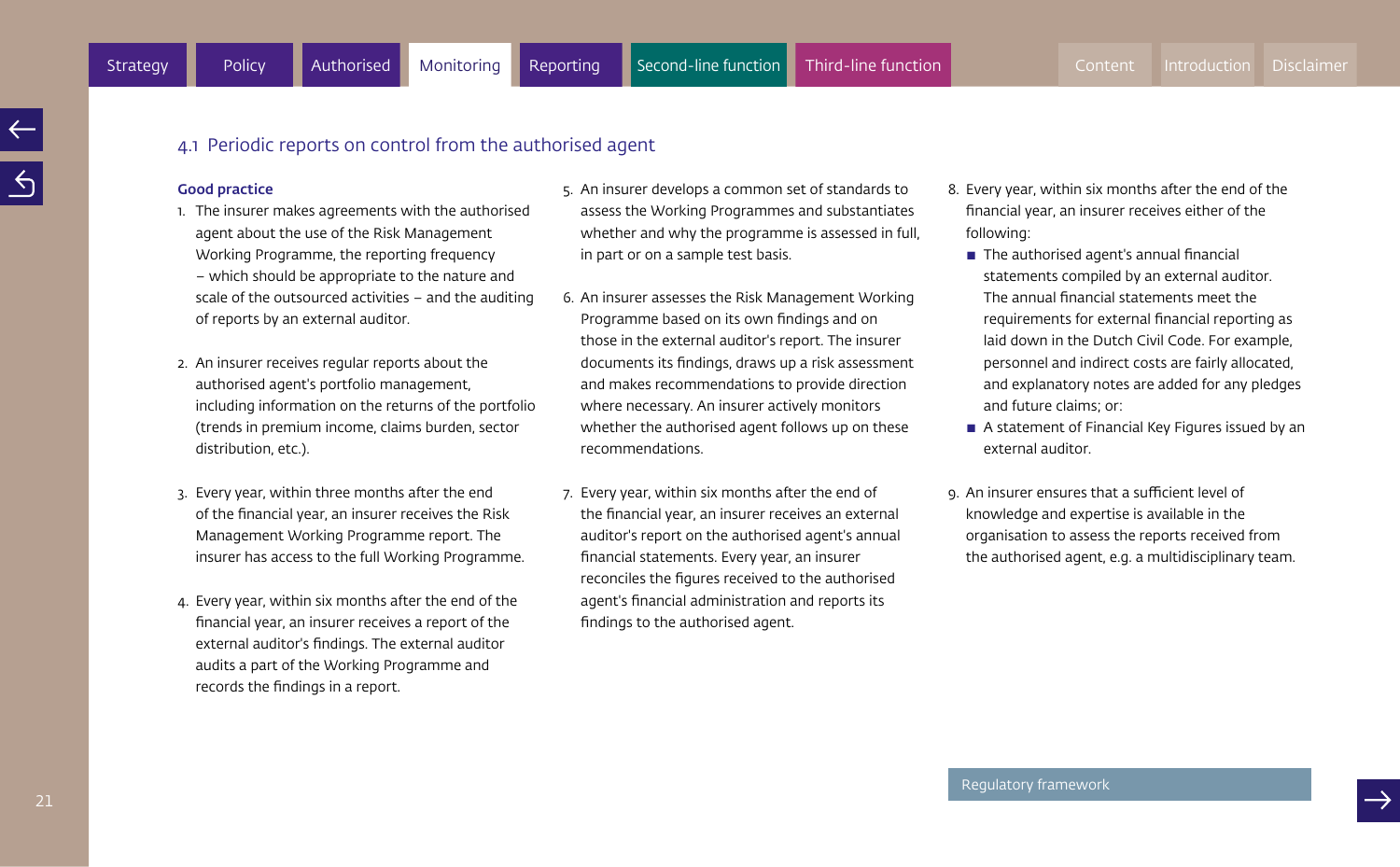## 4.1 Periodic reports on control from the authorised agent

**Good practice**

1. The insurer makes agreements with the authorised agent about the use of the Risk Management Working Programme, the reporting frequency – which should be appropriate to the nature and scale of the outsourced activities – and the auditing of reports by an external auditor.

2. An insurer receives regular reports about the authorised agent's portfolio management, including information on the returns of the portfolio (trends in premium income, claims burden, sector distribution, etc.).

3. Every year, within three months after the end of the financial year, an insurer receives the Risk Management Working Programme report. The insurer has access to the full Working Programme.

4. Every year, within six months after the end of the financial year, an insurer receives a report of the external auditor's findings. The external auditor audits a part of the Working Programme and records the findings in a report.

5. An insurer develops a common set of standards to assess the Working Programmes and substantiates whether and why the programme is assessed in full, in part or on a sample test basis.

6. An insurer assesses the Risk Management Working Programme based on its own findings and on those in the external auditor's report. The insurer documents its findings, draws up a risk assessment and makes recommendations to provide direction where necessary. An insurer actively monitors whether the authorised agent follows up on these recommendations.

7. Every year, within six months after the end of the financial year, an insurer receives an external auditor's report on the authorised agent's annual financial statements. Every year, an insurer reconciles the figures received to the authorised agent's financial administration and reports its findings to the authorised agent.

8. Every year, within six months after the end of the financial year, an insurer receives either of the following:
   - The authorised agent's annual financial statements compiled by an external auditor. The annual financial statements meet the requirements for external financial reporting as laid down in the Dutch Civil Code. For example, personnel and indirect costs are fairly allocated, and explanatory notes are added for any pledges and future claims; or:
   - A statement of Financial Key Figures issued by an external auditor.

9. An insurer ensures that a sufficient level of knowledge and expertise is available in the organisation to assess the reports received from the authorised agent, e.g. a multidisciplinary team.

Regulatory framework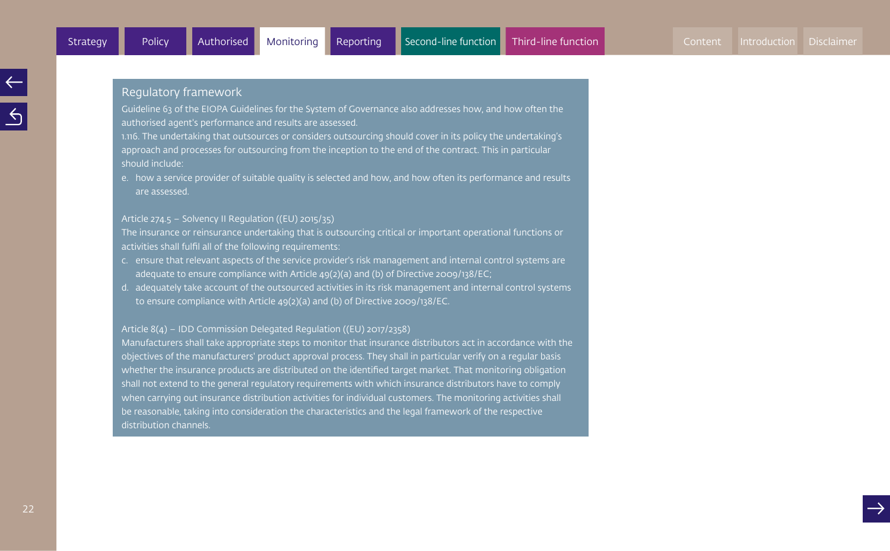## Regulatory framework

Guideline 63 of the EIOPA Guidelines for the System of Governance also addresses how, and how often the authorised agent's performance and results are assessed.

1.116. The undertaking that outsources or considers outsourcing should cover in its policy the undertaking's approach and processes for outsourcing from the inception to the end of the contract. This in particular should include:

e. how a service provider of suitable quality is selected and how, and how often its performance and results are assessed.

Article 274.5 – Solvency II Regulation ((EU) 2015/35)

The insurance or reinsurance undertaking that is outsourcing critical or important operational functions or activities shall fulfil all of the following requirements:

c. ensure that relevant aspects of the service provider's risk management and internal control systems are adequate to ensure compliance with Article 49(2)(a) and (b) of Directive 2009/138/EC;
d. adequately take account of the outsourced activities in its risk management and internal control systems to ensure compliance with Article 49(2)(a) and (b) of Directive 2009/138/EC.

Article 8(4) – IDD Commission Delegated Regulation ((EU) 2017/2358)

Manufacturers shall take appropriate steps to monitor that insurance distributors act in accordance with the objectives of the manufacturers' product approval process. They shall in particular verify on a regular basis whether the insurance products are distributed on the identified target market. That monitoring obligation shall not extend to the general regulatory requirements with which insurance distributors have to comply when carrying out insurance distribution activities for individual customers. The monitoring activities shall be reasonable, taking into consideration the characteristics and the legal framework of the respective distribution channels.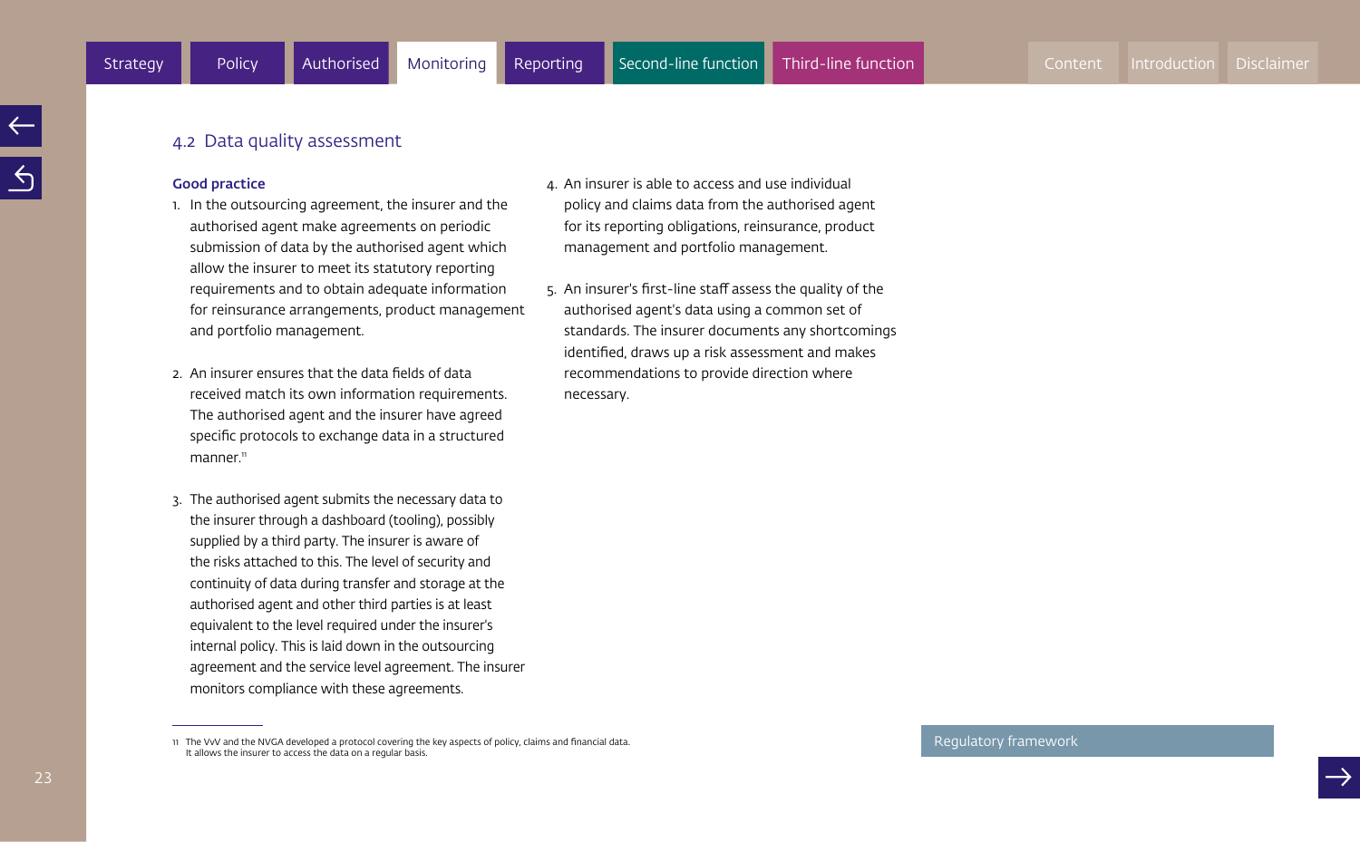## 4.2 Data quality assessment

**Good practice**

1. In the outsourcing agreement, the insurer and the authorised agent make agreements on periodic submission of data by the authorised agent which allow the insurer to meet its statutory reporting requirements and to obtain adequate information for reinsurance arrangements, product management and portfolio management.

2. An insurer ensures that the data fields of data received match its own information requirements. The authorised agent and the insurer have agreed specific protocols to exchange data in a structured manner.[11]

3. The authorised agent submits the necessary data to the insurer through a dashboard (tooling), possibly supplied by a third party. The insurer is aware of the risks attached to this. The level of security and continuity of data during transfer and storage at the authorised agent and other third parties is at least equivalent to the level required under the insurer's internal policy. This is laid down in the outsourcing agreement and the service level agreement. The insurer monitors compliance with these agreements.

4. An insurer is able to access and use individual policy and claims data from the authorised agent for its reporting obligations, reinsurance, product management and portfolio management.

5. An insurer's first-line staff assess the quality of the authorised agent's data using a common set of standards. The insurer documents any shortcomings identified, draws up a risk assessment and makes recommendations to provide direction where necessary.

---

11 The VvV and the NVGA developed a protocol covering the key aspects of policy, claims and financial data. It allows the insurer to access the data on a regular basis.

Regulatory framework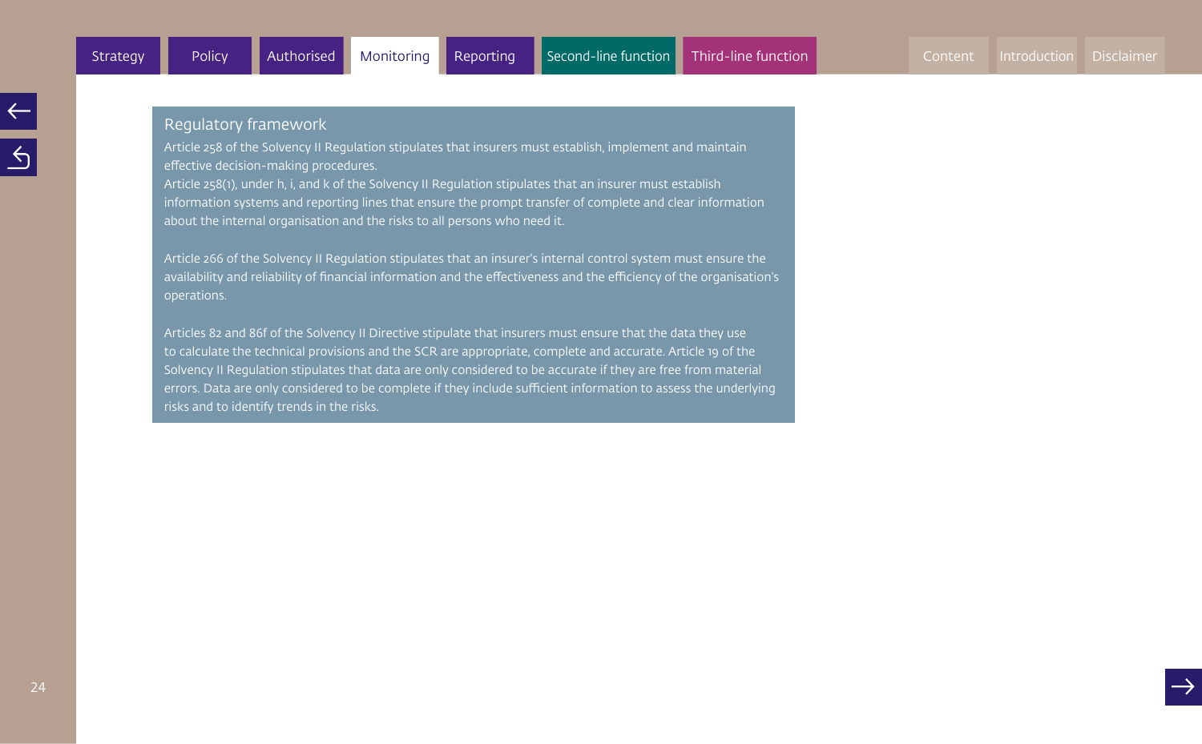## Regulatory framework

Article 258 of the Solvency II Regulation stipulates that insurers must establish, implement and maintain effective decision-making procedures.
Article 258(1), under h, i, and k of the Solvency II Regulation stipulates that an insurer must establish information systems and reporting lines that ensure the prompt transfer of complete and clear information about the internal organisation and the risks to all persons who need it.

Article 266 of the Solvency II Regulation stipulates that an insurer's internal control system must ensure the availability and reliability of financial information and the effectiveness and the efficiency of the organisation's operations.

Articles 82 and 86f of the Solvency II Directive stipulate that insurers must ensure that the data they use to calculate the technical provisions and the SCR are appropriate, complete and accurate. Article 19 of the Solvency II Regulation stipulates that data are only considered to be accurate if they are free from material errors. Data are only considered to be complete if they include sufficient information to assess the underlying risks and to identify trends in the risks.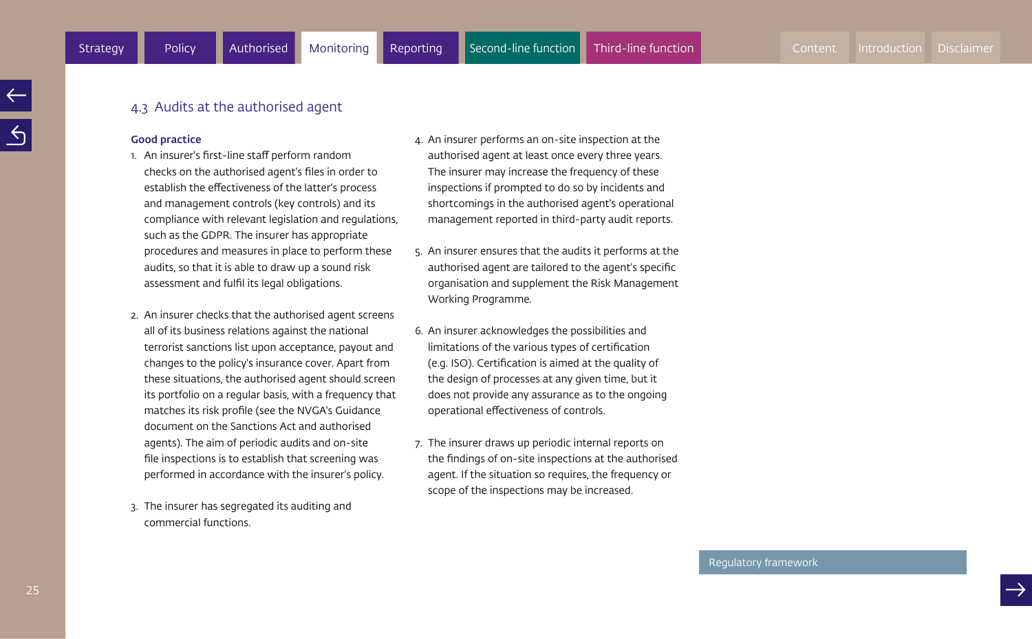## 4.3 Audits at the authorised agent

**Good practice**

1. An insurer's first-line staff perform random checks on the authorised agent's files in order to establish the effectiveness of the latter's process and management controls (key controls) and its compliance with relevant legislation and regulations, such as the GDPR. The insurer has appropriate procedures and measures in place to perform these audits, so that it is able to draw up a sound risk assessment and fulfil its legal obligations.

2. An insurer checks that the authorised agent screens all of its business relations against the national terrorist sanctions list upon acceptance, payout and changes to the policy's insurance cover. Apart from these situations, the authorised agent should screen its portfolio on a regular basis, with a frequency that matches its risk profile (see the NVGA's Guidance document on the Sanctions Act and authorised agents). The aim of periodic audits and on-site file inspections is to establish that screening was performed in accordance with the insurer's policy.

3. The insurer has segregated its auditing and commercial functions.

4. An insurer performs an on-site inspection at the authorised agent at least once every three years. The insurer may increase the frequency of these inspections if prompted to do so by incidents and shortcomings in the authorised agent's operational management reported in third-party audit reports.

5. An insurer ensures that the audits it performs at the authorised agent are tailored to the agent's specific organisation and supplement the Risk Management Working Programme.

6. An insurer acknowledges the possibilities and limitations of the various types of certification (e.g. ISO). Certification is aimed at the quality of the design of processes at any given time, but it does not provide any assurance as to the ongoing operational effectiveness of controls.

7. The insurer draws up periodic internal reports on the findings of on-site inspections at the authorised agent. If the situation so requires, the frequency or scope of the inspections may be increased.

Regulatory framework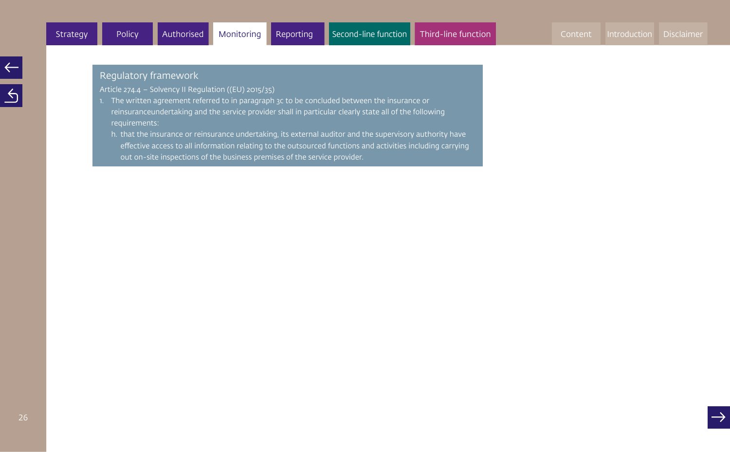## Regulatory framework

Article 274.4 – Solvency II Regulation ((EU) 2015/35)

1. The written agreement referred to in paragraph 3c to be concluded between the insurance or reinsuranceundertaking and the service provider shall in particular clearly state all of the following requirements:
   h. that the insurance or reinsurance undertaking, its external auditor and the supervisory authority have effective access to all information relating to the outsourced functions and activities including carrying out on-site inspections of the business premises of the service provider.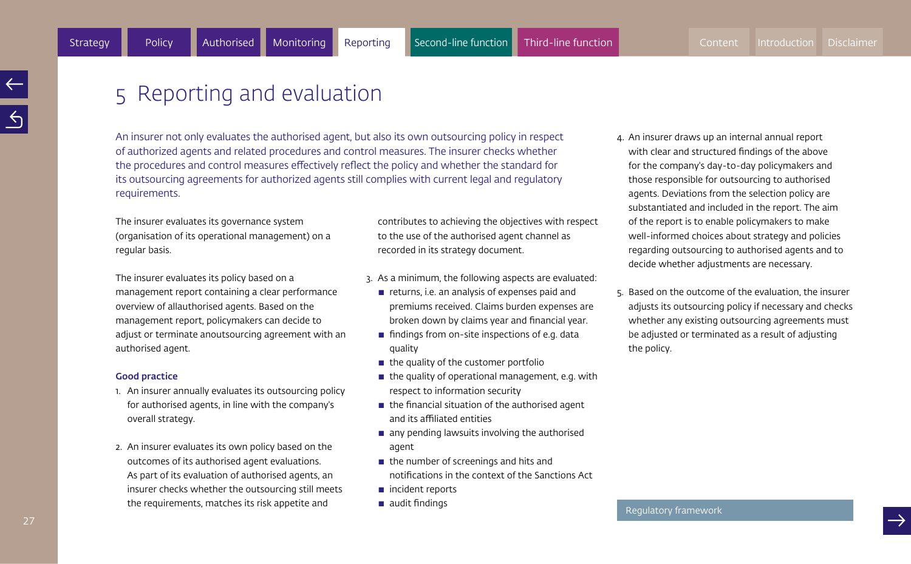# 5 Reporting and evaluation

An insurer not only evaluates the authorised agent, but also its own outsourcing policy in respect of authorized agents and related procedures and control measures. The insurer checks whether the procedures and control measures effectively reflect the policy and whether the standard for its outsourcing agreements for authorized agents still complies with current legal and regulatory requirements.

The insurer evaluates its governance system (organisation of its operational management) on a regular basis.

The insurer evaluates its policy based on a management report containing a clear performance overview of allauthorised agents. Based on the management report, policymakers can decide to adjust or terminate anoutsourcing agreement with an authorised agent.

**Good practice**

1. An insurer annually evaluates its outsourcing policy for authorised agents, in line with the company's overall strategy.

2. An insurer evaluates its own policy based on the outcomes of its authorised agent evaluations. As part of its evaluation of authorised agents, an insurer checks whether the outsourcing still meets the requirements, matches its risk appetite and contributes to achieving the objectives with respect to the use of the authorised agent channel as recorded in its strategy document.

3. As a minimum, the following aspects are evaluated:
   - returns, i.e. an analysis of expenses paid and premiums received. Claims burden expenses are broken down by claims year and financial year.
   - findings from on-site inspections of e.g. data quality
   - the quality of the customer portfolio
   - the quality of operational management, e.g. with respect to information security
   - the financial situation of the authorised agent and its affiliated entities
   - any pending lawsuits involving the authorised agent
   - the number of screenings and hits and notifications in the context of the Sanctions Act
   - incident reports
   - audit findings

4. An insurer draws up an internal annual report with clear and structured findings of the above for the company's day-to-day policymakers and those responsible for outsourcing to authorised agents. Deviations from the selection policy are substantiated and included in the report. The aim of the report is to enable policymakers to make well-informed choices about strategy and policies regarding outsourcing to authorised agents and to decide whether adjustments are necessary.

5. Based on the outcome of the evaluation, the insurer adjusts its outsourcing policy if necessary and checks whether any existing outsourcing agreements must be adjusted or terminated as a result of adjusting the policy.

Regulatory framework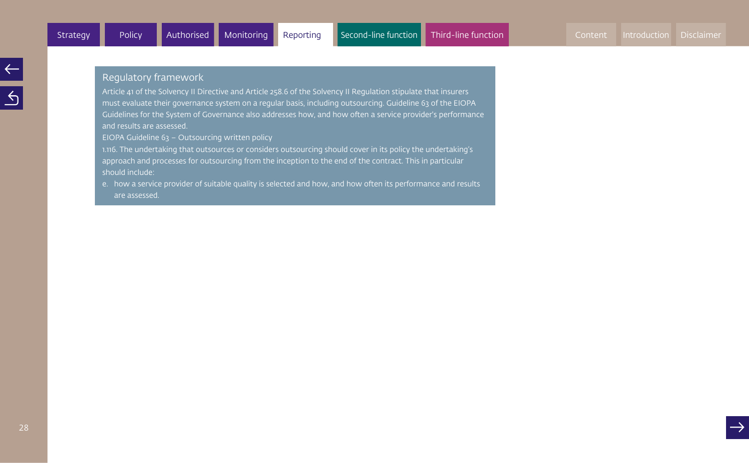## Regulatory framework

Article 41 of the Solvency II Directive and Article 258.6 of the Solvency II Regulation stipulate that insurers must evaluate their governance system on a regular basis, including outsourcing. Guideline 63 of the EIOPA Guidelines for the System of Governance also addresses how, and how often a service provider's performance and results are assessed.

EIOPA Guideline 63 – Outsourcing written policy

1.116. The undertaking that outsources or considers outsourcing should cover in its policy the undertaking's approach and processes for outsourcing from the inception to the end of the contract. This in particular should include:

e. how a service provider of suitable quality is selected and how, and how often its performance and results are assessed.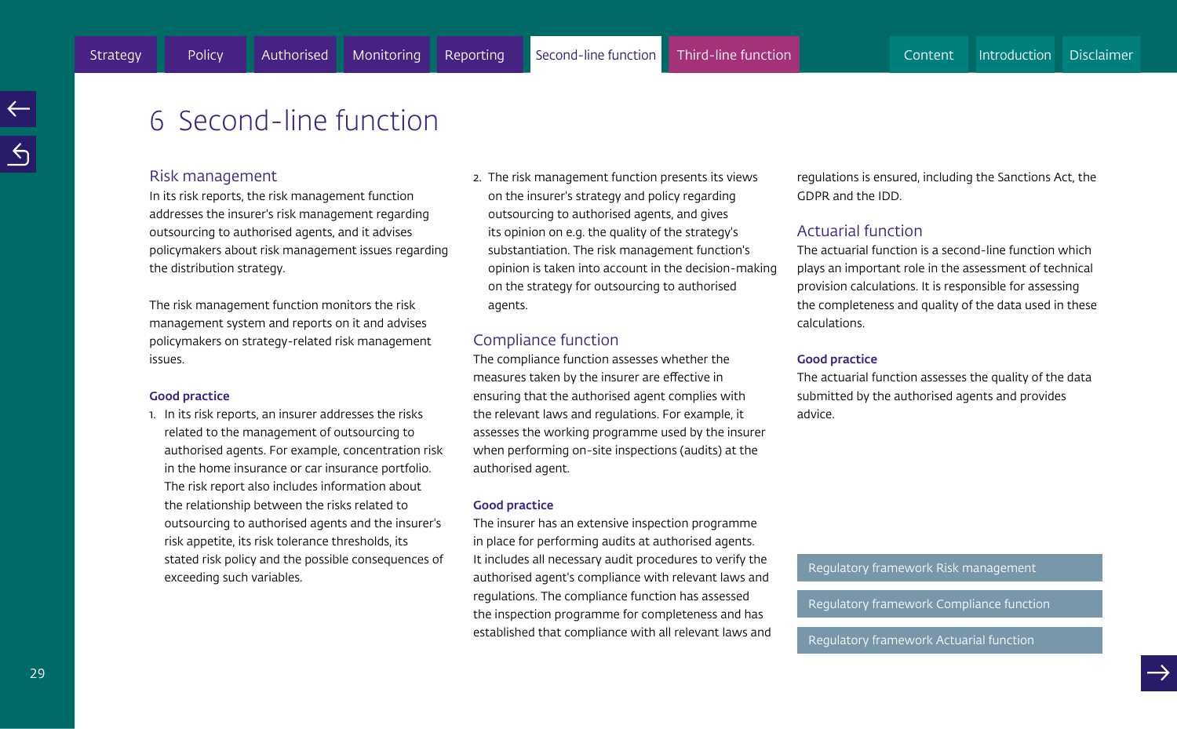# 6 Second-line function

## Risk management

In its risk reports, the risk management function addresses the insurer's risk management regarding outsourcing to authorised agents, and it advises policymakers about risk management issues regarding the distribution strategy.

The risk management function monitors the risk management system and reports on it and advises policymakers on strategy-related risk management issues.

**Good practice**

1. In its risk reports, an insurer addresses the risks related to the management of outsourcing to authorised agents. For example, concentration risk in the home insurance or car insurance portfolio. The risk report also includes information about the relationship between the risks related to outsourcing to authorised agents and the insurer's risk appetite, its risk tolerance thresholds, its stated risk policy and the possible consequences of exceeding such variables.
2. The risk management function presents its views on the insurer's strategy and policy regarding outsourcing to authorised agents, and gives its opinion on e.g. the quality of the strategy's substantiation. The risk management function's opinion is taken into account in the decision-making on the strategy for outsourcing to authorised agents.

## Compliance function

The compliance function assesses whether the measures taken by the insurer are effective in ensuring that the authorised agent complies with the relevant laws and regulations. For example, it assesses the working programme used by the insurer when performing on-site inspections (audits) at the authorised agent.

**Good practice**

The insurer has an extensive inspection programme in place for performing audits at authorised agents. It includes all necessary audit procedures to verify the authorised agent's compliance with relevant laws and regulations. The compliance function has assessed the inspection programme for completeness and has established that compliance with all relevant laws and regulations is ensured, including the Sanctions Act, the GDPR and the IDD.

## Actuarial function

The actuarial function is a second-line function which plays an important role in the assessment of technical provision calculations. It is responsible for assessing the completeness and quality of the data used in these calculations.

**Good practice**

The actuarial function assesses the quality of the data submitted by the authorised agents and provides advice.

Regulatory framework Risk management

Regulatory framework Compliance function

Regulatory framework Actuarial function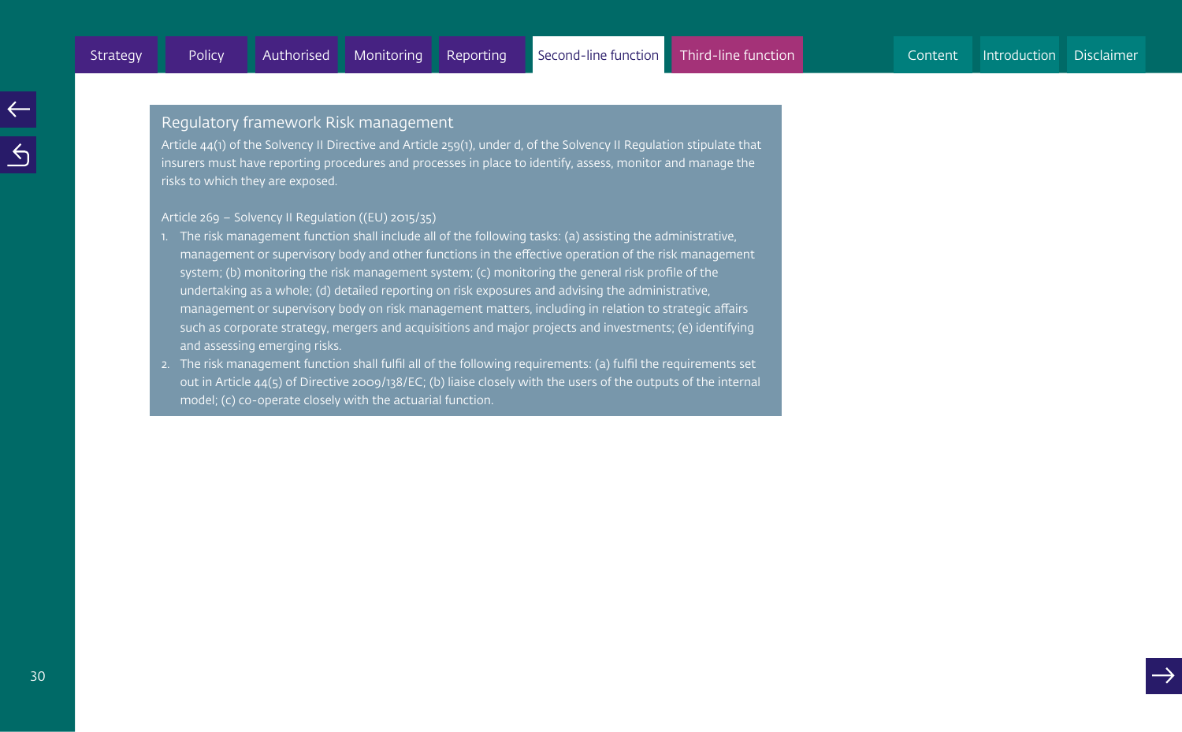## Regulatory framework Risk management

Article 44(1) of the Solvency II Directive and Article 259(1), under d, of the Solvency II Regulation stipulate that insurers must have reporting procedures and processes in place to identify, assess, monitor and manage the risks to which they are exposed.

Article 269 – Solvency II Regulation ((EU) 2015/35)

1. The risk management function shall include all of the following tasks: (a) assisting the administrative, management or supervisory body and other functions in the effective operation of the risk management system; (b) monitoring the risk management system; (c) monitoring the general risk profile of the undertaking as a whole; (d) detailed reporting on risk exposures and advising the administrative, management or supervisory body on risk management matters, including in relation to strategic affairs such as corporate strategy, mergers and acquisitions and major projects and investments; (e) identifying and assessing emerging risks.
2. The risk management function shall fulfil all of the following requirements: (a) fulfil the requirements set out in Article 44(5) of Directive 2009/138/EC; (b) liaise closely with the users of the outputs of the internal model; (c) co-operate closely with the actuarial function.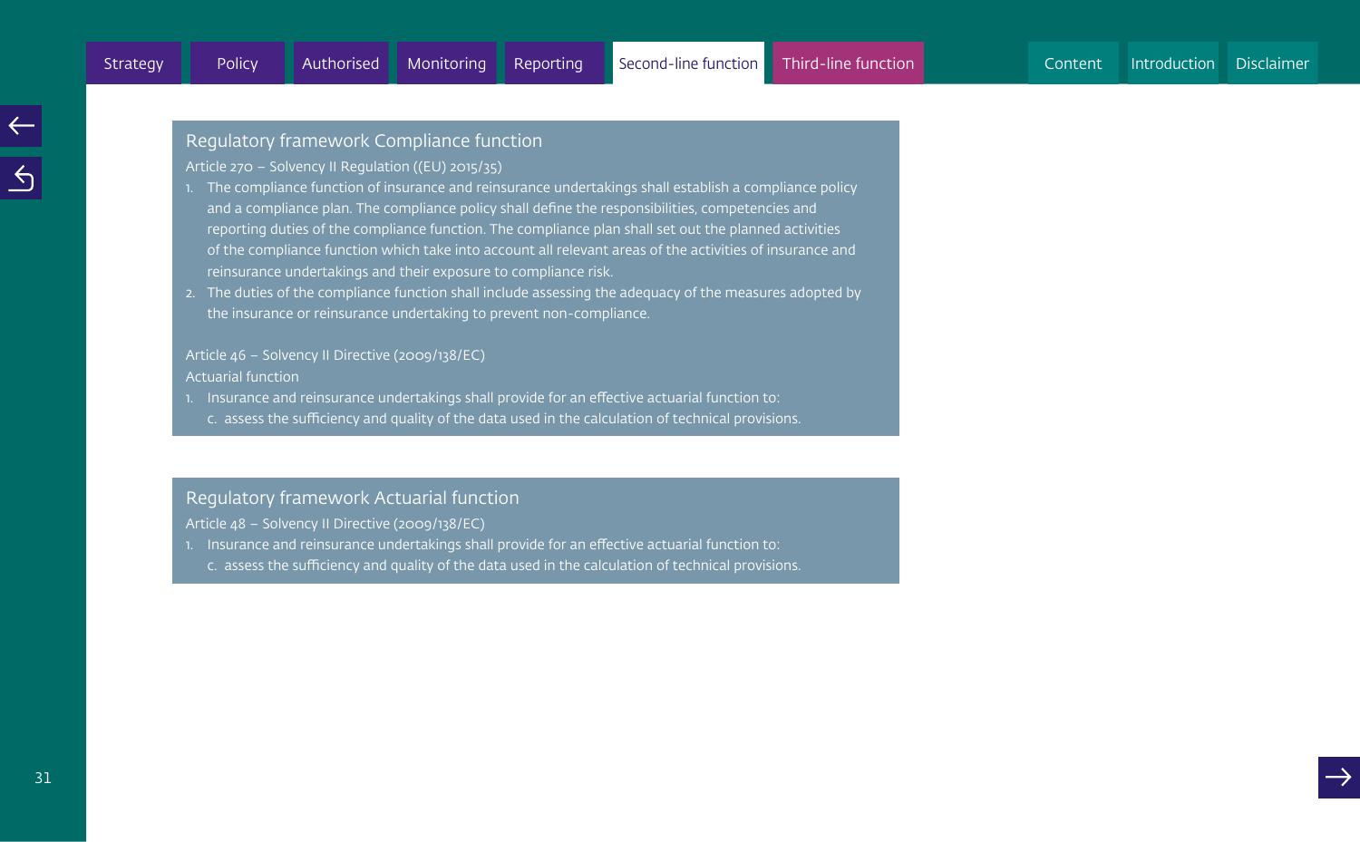## Regulatory framework Compliance function

Article 270 – Solvency II Regulation ((EU) 2015/35)

1. The compliance function of insurance and reinsurance undertakings shall establish a compliance policy and a compliance plan. The compliance policy shall define the responsibilities, competencies and reporting duties of the compliance function. The compliance plan shall set out the planned activities of the compliance function which take into account all relevant areas of the activities of insurance and reinsurance undertakings and their exposure to compliance risk.
2. The duties of the compliance function shall include assessing the adequacy of the measures adopted by the insurance or reinsurance undertaking to prevent non-compliance.

Article 46 – Solvency II Directive (2009/138/EC)
Actuarial function

1. Insurance and reinsurance undertakings shall provide for an effective actuarial function to:
   c. assess the sufficiency and quality of the data used in the calculation of technical provisions.

## Regulatory framework Actuarial function

Article 48 – Solvency II Directive (2009/138/EC)

1. Insurance and reinsurance undertakings shall provide for an effective actuarial function to:
   c. assess the sufficiency and quality of the data used in the calculation of technical provisions.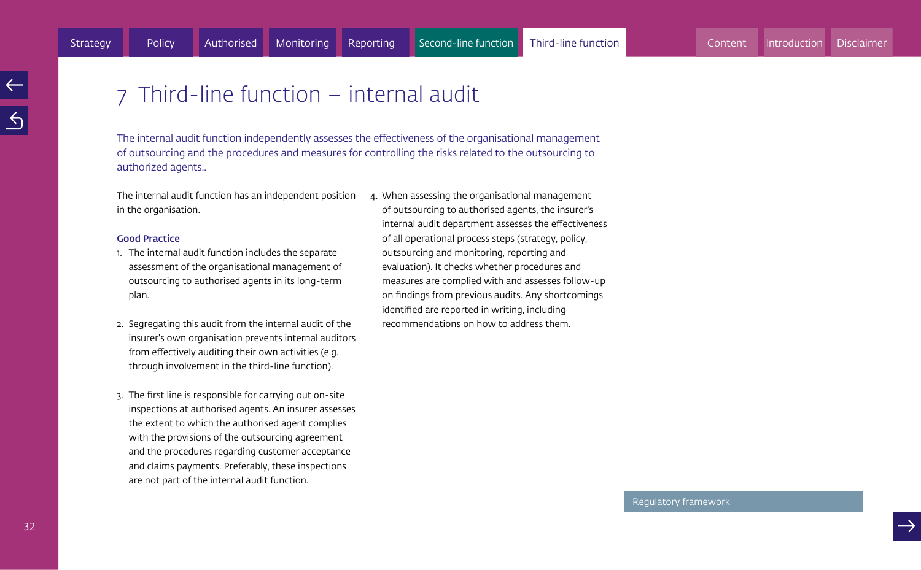# 7 Third-line function – internal audit

The internal audit function independently assesses the effectiveness of the organisational management of outsourcing and the procedures and measures for controlling the risks related to the outsourcing to authorized agents..

The internal audit function has an independent position in the organisation.

**Good Practice**

1. The internal audit function includes the separate assessment of the organisational management of outsourcing to authorised agents in its long-term plan.

2. Segregating this audit from the internal audit of the insurer's own organisation prevents internal auditors from effectively auditing their own activities (e.g. through involvement in the third-line function).

3. The first line is responsible for carrying out on-site inspections at authorised agents. An insurer assesses the extent to which the authorised agent complies with the provisions of the outsourcing agreement and the procedures regarding customer acceptance and claims payments. Preferably, these inspections are not part of the internal audit function.

4. When assessing the organisational management of outsourcing to authorised agents, the insurer's internal audit department assesses the effectiveness of all operational process steps (strategy, policy, outsourcing and monitoring, reporting and evaluation). It checks whether procedures and measures are complied with and assesses follow-up on findings from previous audits. Any shortcomings identified are reported in writing, including recommendations on how to address them.

Regulatory framework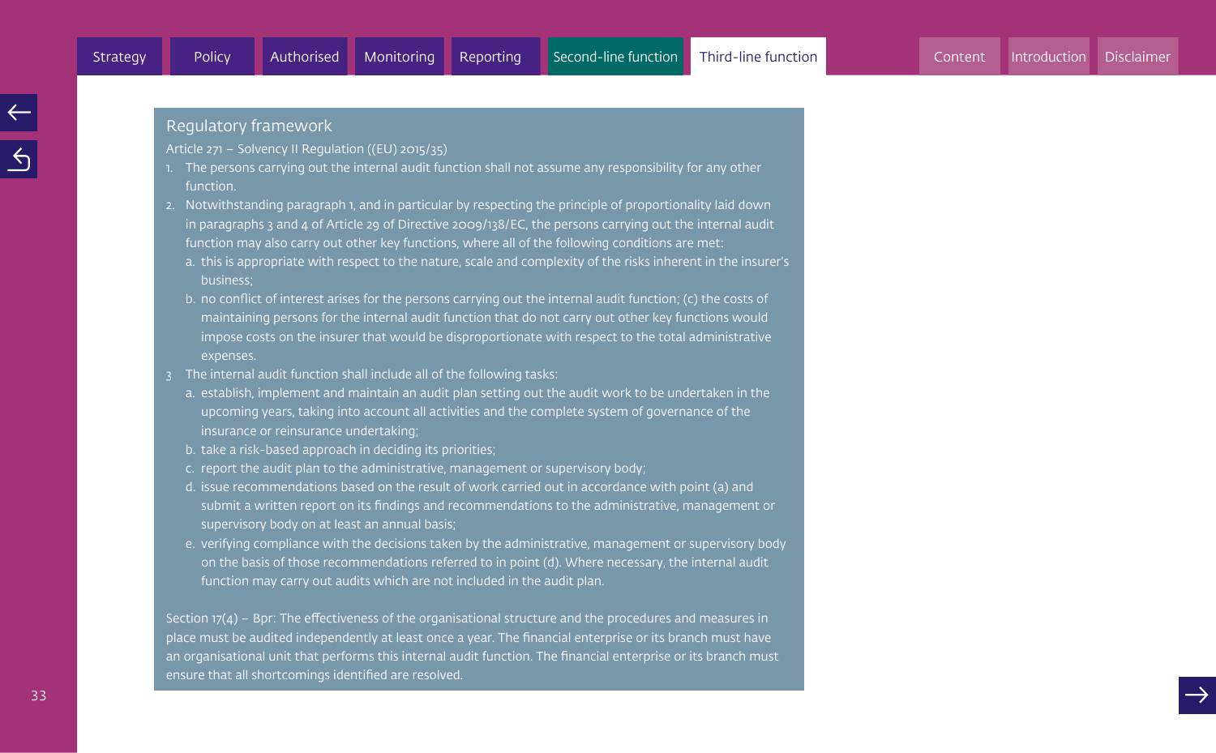## Regulatory framework

Article 271 – Solvency II Regulation ((EU) 2015/35)

1. The persons carrying out the internal audit function shall not assume any responsibility for any other function.
2. Notwithstanding paragraph 1, and in particular by respecting the principle of proportionality laid down in paragraphs 3 and 4 of Article 29 of Directive 2009/138/EC, the persons carrying out the internal audit function may also carry out other key functions, where all of the following conditions are met:
   a. this is appropriate with respect to the nature, scale and complexity of the risks inherent in the insurer's business;
   b. no conflict of interest arises for the persons carrying out the internal audit function; (c) the costs of maintaining persons for the internal audit function that do not carry out other key functions would impose costs on the insurer that would be disproportionate with respect to the total administrative expenses.
3. The internal audit function shall include all of the following tasks:
   a. establish, implement and maintain an audit plan setting out the audit work to be undertaken in the upcoming years, taking into account all activities and the complete system of governance of the insurance or reinsurance undertaking;
   b. take a risk-based approach in deciding its priorities;
   c. report the audit plan to the administrative, management or supervisory body;
   d. issue recommendations based on the result of work carried out in accordance with point (a) and submit a written report on its findings and recommendations to the administrative, management or supervisory body on at least an annual basis;
   e. verifying compliance with the decisions taken by the administrative, management or supervisory body on the basis of those recommendations referred to in point (d). Where necessary, the internal audit function may carry out audits which are not included in the audit plan.

Section 17(4) – Bpr: The effectiveness of the organisational structure and the procedures and measures in place must be audited independently at least once a year. The financial enterprise or its branch must have an organisational unit that performs this internal audit function. The financial enterprise or its branch must ensure that all shortcomings identified are resolved.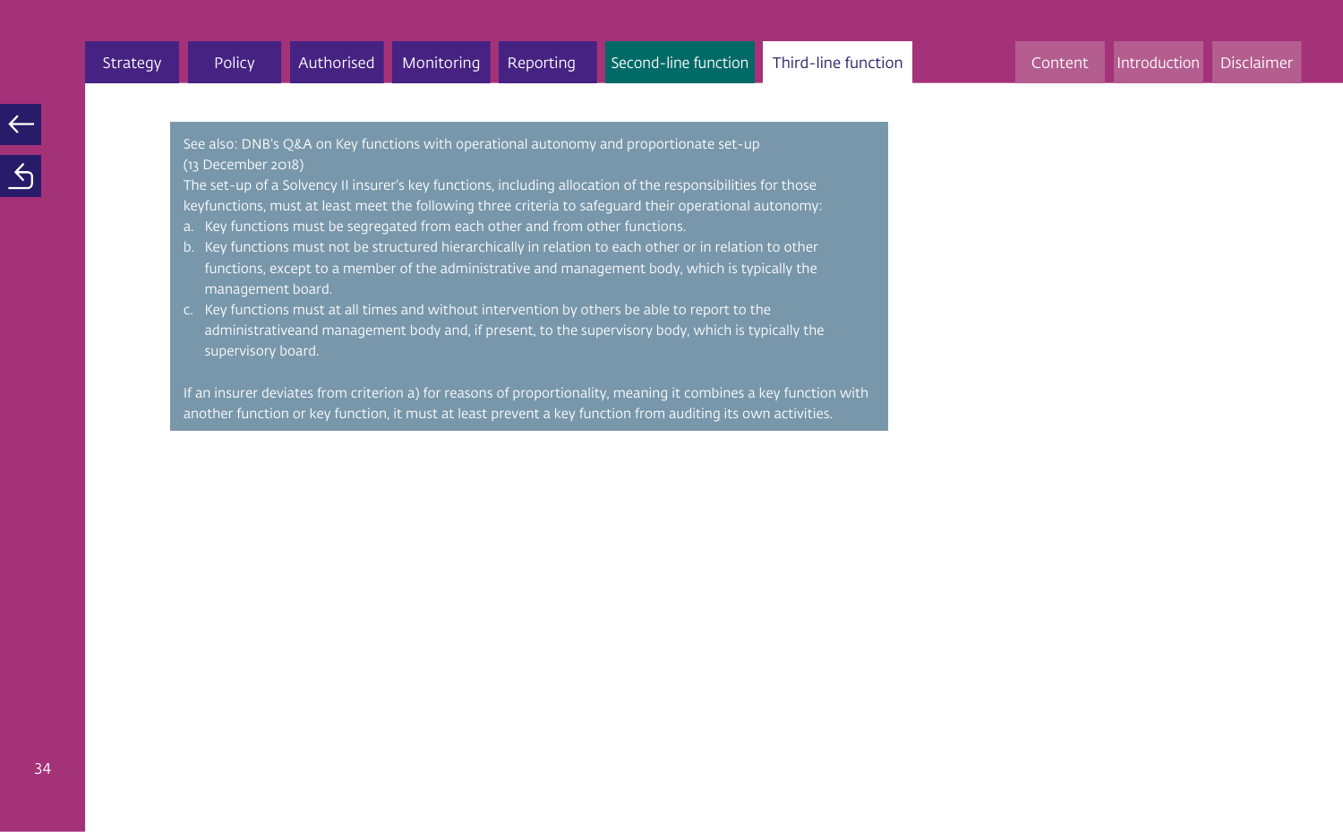See also: DNB's Q&A on Key functions with operational autonomy and proportionate set-up (13 December 2018)

The set-up of a Solvency II insurer's key functions, including allocation of the responsibilities for those keyfunctions, must at least meet the following three criteria to safeguard their operational autonomy:

a. Key functions must be segregated from each other and from other functions.
b. Key functions must not be structured hierarchically in relation to each other or in relation to other functions, except to a member of the administrative and management body, which is typically the management board.
c. Key functions must at all times and without intervention by others be able to report to the administrativeand management body and, if present, to the supervisory body, which is typically the supervisory board.

If an insurer deviates from criterion a) for reasons of proportionality, meaning it combines a key function with another function or key function, it must at least prevent a key function from auditing its own activities.